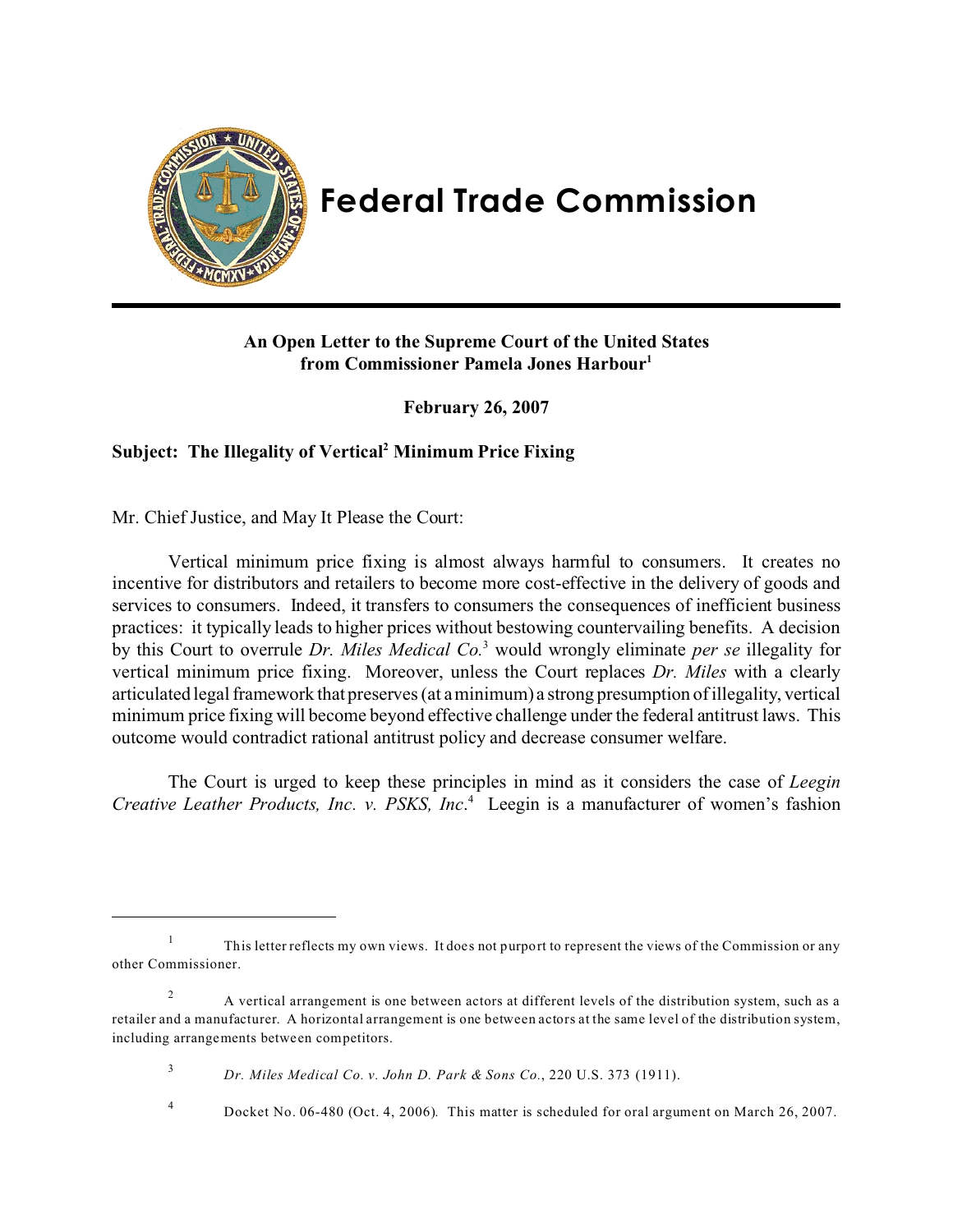# Federal Trade Commission

**An Open Letter to the Supreme Court of the United States from Commissioner Pamela Jones Harbour[1]**

**February 26, 2007**

**Subject: The Illegality of Vertical[2] Minimum Price Fixing**

Mr. Chief Justice, and May It Please the Court:

Vertical minimum price fixing is almost always harmful to consumers. It creates no incentive for distributors and retailers to become more cost-effective in the delivery of goods and services to consumers. Indeed, it transfers to consumers the consequences of inefficient business practices: it typically leads to higher prices without bestowing countervailing benefits. A decision by this Court to overrule *Dr. Miles Medical Co.*[3] would wrongly eliminate *per se* illegality for vertical minimum price fixing. Moreover, unless the Court replaces *Dr. Miles* with a clearly articulated legal framework that preserves (at a minimum) a strong presumption of illegality, vertical minimum price fixing will become beyond effective challenge under the federal antitrust laws. This outcome would contradict rational antitrust policy and decrease consumer welfare.

The Court is urged to keep these principles in mind as it considers the case of *Leegin Creative Leather Products, Inc. v. PSKS, Inc.*[4] Leegin is a manufacturer of women's fashion

---

[1] This letter reflects my own views. It does not purport to represent the views of the Commission or any other Commissioner.

[2] A vertical arrangement is one between actors at different levels of the distribution system, such as a retailer and a manufacturer. A horizontal arrangement is one between actors at the same level of the distribution system, including arrangements between competitors.

[3] *Dr. Miles Medical Co. v. John D. Park & Sons Co.*, 220 U.S. 373 (1911).

[4] Docket No. 06-480 (Oct. 4, 2006). This matter is scheduled for oral argument on March 26, 2007.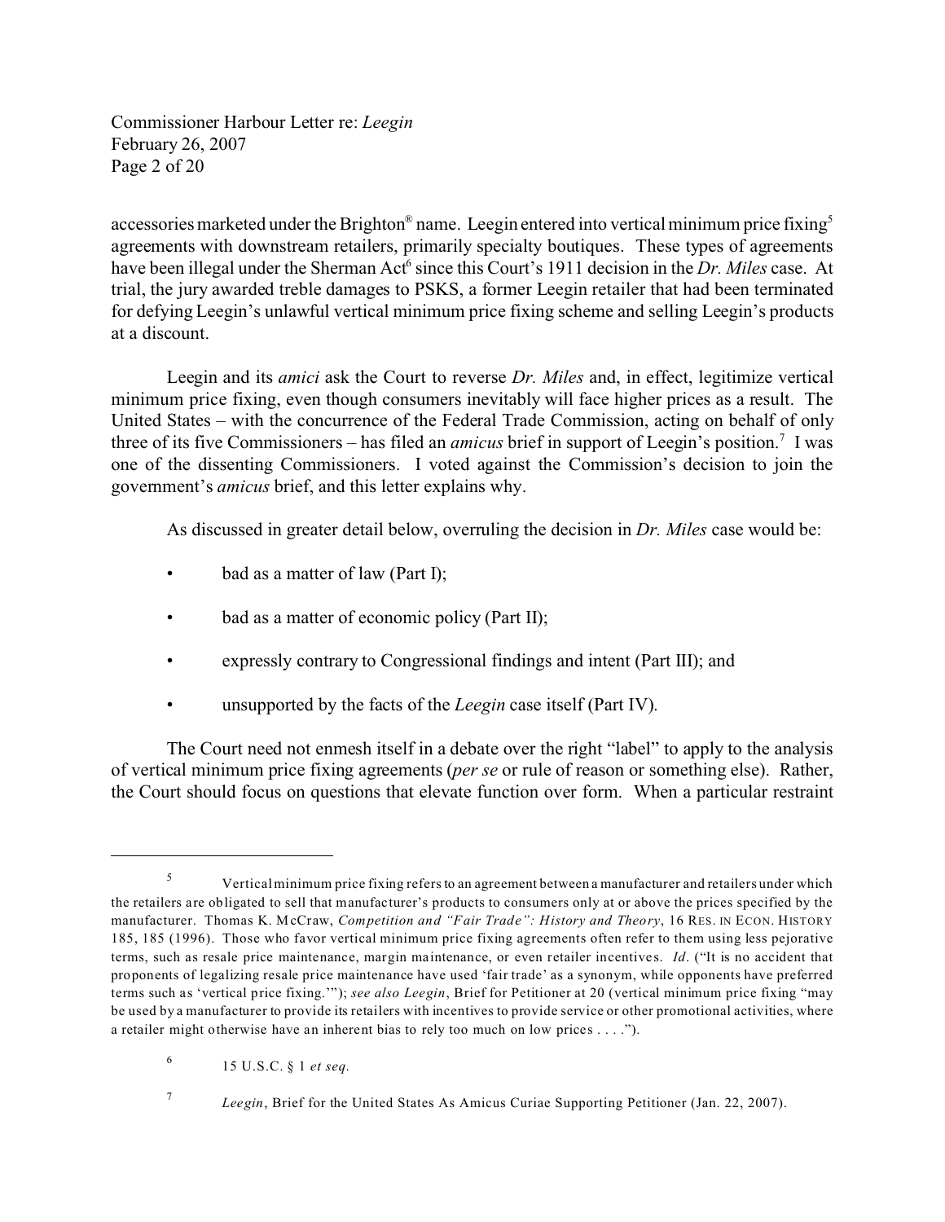accessories marketed under the Brighton® name. Leegin entered into vertical minimum price fixing[5] agreements with downstream retailers, primarily specialty boutiques. These types of agreements have been illegal under the Sherman Act[6] since this Court's 1911 decision in the *Dr. Miles* case. At trial, the jury awarded treble damages to PSKS, a former Leegin retailer that had been terminated for defying Leegin's unlawful vertical minimum price fixing scheme and selling Leegin's products at a discount.

Leegin and its *amici* ask the Court to reverse *Dr. Miles* and, in effect, legitimize vertical minimum price fixing, even though consumers inevitably will face higher prices as a result. The United States – with the concurrence of the Federal Trade Commission, acting on behalf of only three of its five Commissioners – has filed an *amicus* brief in support of Leegin's position.[7] I was one of the dissenting Commissioners. I voted against the Commission's decision to join the government's *amicus* brief, and this letter explains why.

As discussed in greater detail below, overruling the decision in *Dr. Miles* case would be:

- bad as a matter of law (Part I);
- bad as a matter of economic policy (Part II);
- expressly contrary to Congressional findings and intent (Part III); and
- unsupported by the facts of the *Leegin* case itself (Part IV).

The Court need not enmesh itself in a debate over the right "label" to apply to the analysis of vertical minimum price fixing agreements (*per se* or rule of reason or something else). Rather, the Court should focus on questions that elevate function over form. When a particular restraint

---

[5] Vertical minimum price fixing refers to an agreement between a manufacturer and retailers under which the retailers are obligated to sell that manufacturer's products to consumers only at or above the prices specified by the manufacturer. Thomas K. McCraw, *Competition and "Fair Trade": History and Theory*, 16 RES. IN ECON. HISTORY 185, 185 (1996). Those who favor vertical minimum price fixing agreements often refer to them using less pejorative terms, such as resale price maintenance, margin maintenance, or even retailer incentives. *Id*. ("It is no accident that proponents of legalizing resale price maintenance have used 'fair trade' as a synonym, while opponents have preferred terms such as 'vertical price fixing.'"); *see also Leegin*, Brief for Petitioner at 20 (vertical minimum price fixing "may be used by a manufacturer to provide its retailers with incentives to provide service or other promotional activities, where a retailer might otherwise have an inherent bias to rely too much on low prices . . . .").

[6] 15 U.S.C. § 1 *et seq*.

[7] *Leegin*, Brief for the United States As Amicus Curiae Supporting Petitioner (Jan. 22, 2007).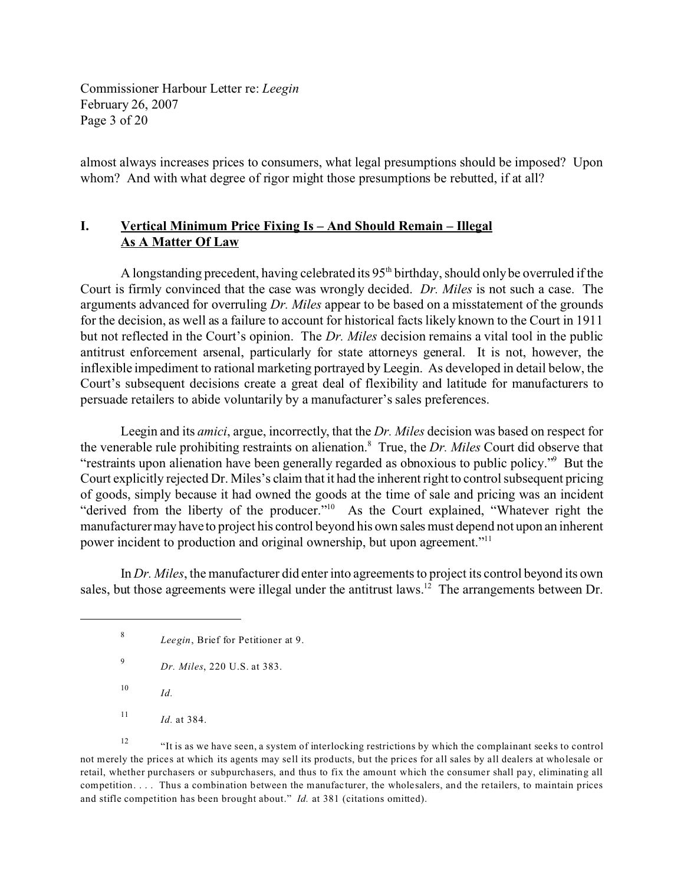almost always increases prices to consumers, what legal presumptions should be imposed? Upon whom? And with what degree of rigor might those presumptions be rebutted, if at all?

## I. Vertical Minimum Price Fixing Is – And Should Remain – Illegal As A Matter Of Law

A longstanding precedent, having celebrated its 95th birthday, should only be overruled if the Court is firmly convinced that the case was wrongly decided. *Dr. Miles* is not such a case. The arguments advanced for overruling *Dr. Miles* appear to be based on a misstatement of the grounds for the decision, as well as a failure to account for historical facts likely known to the Court in 1911 but not reflected in the Court's opinion. The *Dr. Miles* decision remains a vital tool in the public antitrust enforcement arsenal, particularly for state attorneys general. It is not, however, the inflexible impediment to rational marketing portrayed by Leegin. As developed in detail below, the Court's subsequent decisions create a great deal of flexibility and latitude for manufacturers to persuade retailers to abide voluntarily by a manufacturer's sales preferences.

Leegin and its *amici*, argue, incorrectly, that the *Dr. Miles* decision was based on respect for the venerable rule prohibiting restraints on alienation.[8] True, the *Dr. Miles* Court did observe that "restraints upon alienation have been generally regarded as obnoxious to public policy."[9] But the Court explicitly rejected Dr. Miles's claim that it had the inherent right to control subsequent pricing of goods, simply because it had owned the goods at the time of sale and pricing was an incident "derived from the liberty of the producer."[10] As the Court explained, "Whatever right the manufacturer may have to project his control beyond his own sales must depend not upon an inherent power incident to production and original ownership, but upon agreement."[11]

In *Dr. Miles*, the manufacturer did enter into agreements to project its control beyond its own sales, but those agreements were illegal under the antitrust laws.[12] The arrangements between Dr.

---

[8] *Leegin*, Brief for Petitioner at 9.

[9] *Dr. Miles*, 220 U.S. at 383.

[10] *Id.*

[11] *Id.* at 384.

[12] "It is as we have seen, a system of interlocking restrictions by which the complainant seeks to control not merely the prices at which its agents may sell its products, but the prices for all sales by all dealers at wholesale or retail, whether purchasers or subpurchasers, and thus to fix the amount which the consumer shall pay, eliminating all competition. . . . Thus a combination between the manufacturer, the wholesalers, and the retailers, to maintain prices and stifle competition has been brought about." *Id.* at 381 (citations omitted).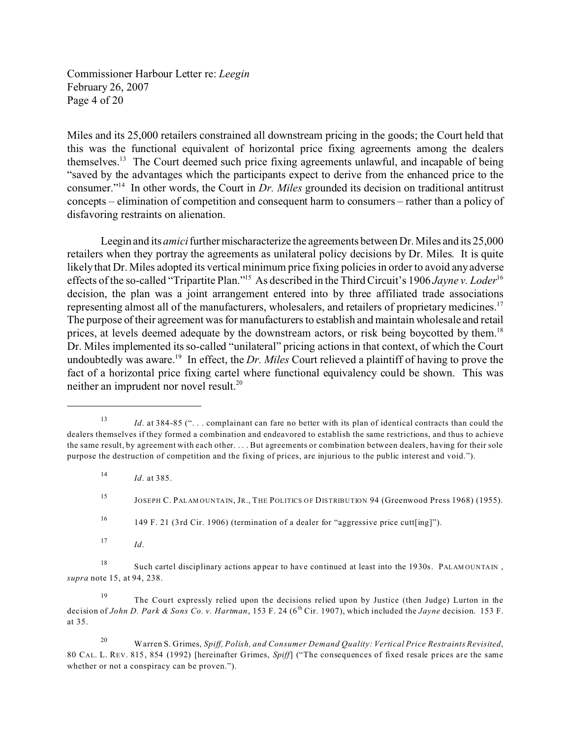Miles and its 25,000 retailers constrained all downstream pricing in the goods; the Court held that this was the functional equivalent of horizontal price fixing agreements among the dealers themselves.[13] The Court deemed such price fixing agreements unlawful, and incapable of being "saved by the advantages which the participants expect to derive from the enhanced price to the consumer."[14] In other words, the Court in *Dr. Miles* grounded its decision on traditional antitrust concepts – elimination of competition and consequent harm to consumers – rather than a policy of disfavoring restraints on alienation.

Leegin and its *amici* further mischaracterize the agreements between Dr. Miles and its 25,000 retailers when they portray the agreements as unilateral policy decisions by Dr. Miles. It is quite likely that Dr. Miles adopted its vertical minimum price fixing policies in order to avoid any adverse effects of the so-called "Tripartite Plan."[15] As described in the Third Circuit's 1906 *Jayne v. Loder*[16] decision, the plan was a joint arrangement entered into by three affiliated trade associations representing almost all of the manufacturers, wholesalers, and retailers of proprietary medicines.[17] The purpose of their agreement was for manufacturers to establish and maintain wholesale and retail prices, at levels deemed adequate by the downstream actors, or risk being boycotted by them.[18] Dr. Miles implemented its so-called "unilateral" pricing actions in that context, of which the Court undoubtedly was aware.[19] In effect, the *Dr. Miles* Court relieved a plaintiff of having to prove the fact of a horizontal price fixing cartel where functional equivalency could be shown. This was neither an imprudent nor novel result.[20]

---

[13] *Id.* at 384-85 (". . . complainant can fare no better with its plan of identical contracts than could the dealers themselves if they formed a combination and endeavored to establish the same restrictions, and thus to achieve the same result, by agreement with each other. . . . But agreements or combination between dealers, having for their sole purpose the destruction of competition and the fixing of prices, are injurious to the public interest and void.").

[14] *Id.* at 385.

[15] JOSEPH C. PALAMOUNTAIN, JR., THE POLITICS OF DISTRIBUTION 94 (Greenwood Press 1968) (1955).

[16] 149 F. 21 (3rd Cir. 1906) (termination of a dealer for "aggressive price cutt[ing]").

[17] *Id.*

[18] Such cartel disciplinary actions appear to have continued at least into the 1930s. PALAMOUNTAIN, *supra* note 15, at 94, 238.

[19] The Court expressly relied upon the decisions relied upon by Justice (then Judge) Lurton in the decision of *John D. Park & Sons Co. v. Hartman*, 153 F. 24 (6th Cir. 1907), which included the *Jayne* decision. 153 F. at 35.

[20] Warren S. Grimes, *Spiff, Polish, and Consumer Demand Quality: Vertical Price Restraints Revisited*, 80 CAL. L. REV. 815, 854 (1992) [hereinafter Grimes, *Spiff*] ("The consequences of fixed resale prices are the same whether or not a conspiracy can be proven.").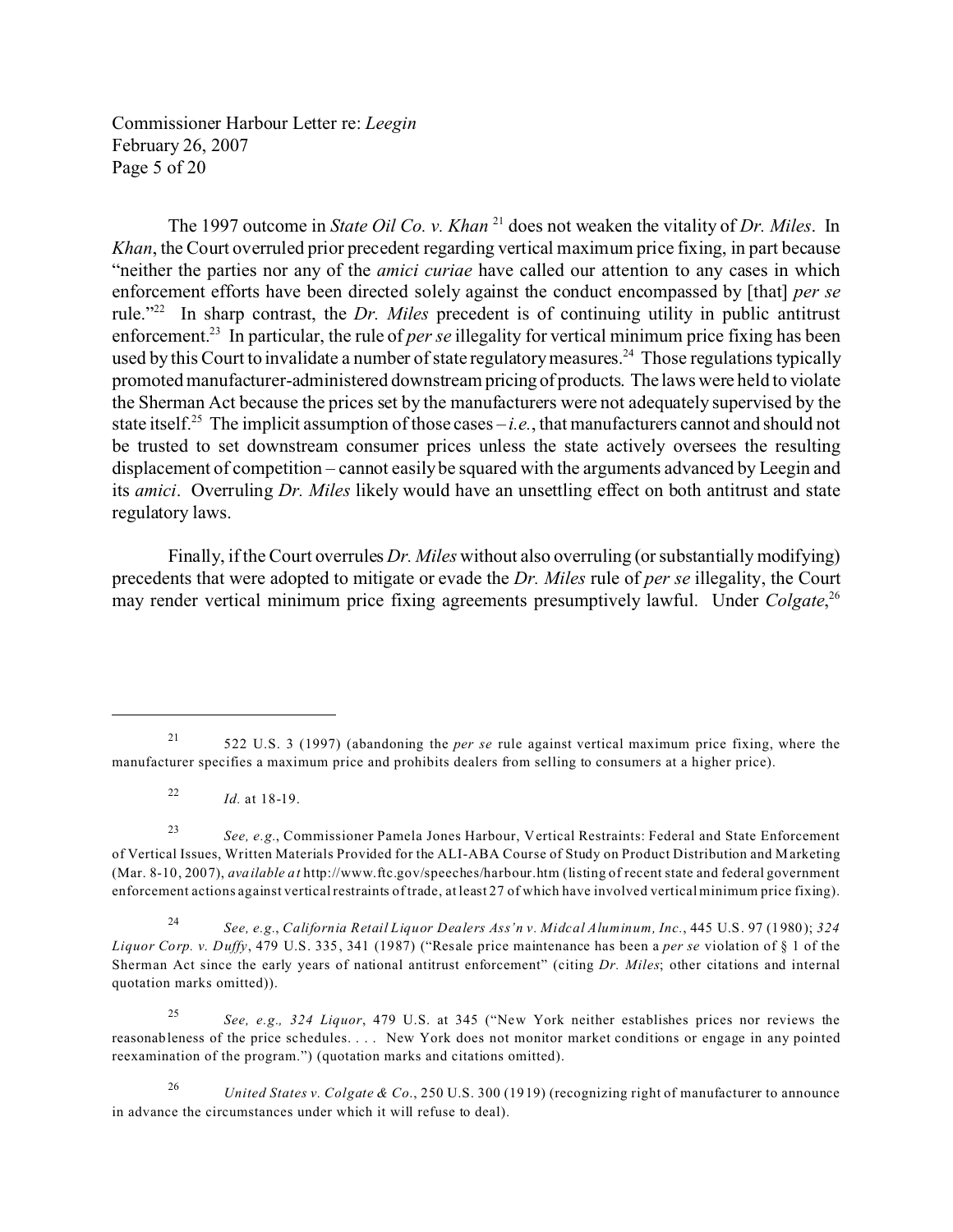The 1997 outcome in *State Oil Co. v. Khan* [21] does not weaken the vitality of *Dr. Miles*. In *Khan*, the Court overruled prior precedent regarding vertical maximum price fixing, in part because "neither the parties nor any of the *amici curiae* have called our attention to any cases in which enforcement efforts have been directed solely against the conduct encompassed by [that] *per se* rule."[22] In sharp contrast, the *Dr. Miles* precedent is of continuing utility in public antitrust enforcement.[23] In particular, the rule of *per se* illegality for vertical minimum price fixing has been used by this Court to invalidate a number of state regulatory measures.[24] Those regulations typically promoted manufacturer-administered downstream pricing of products. The laws were held to violate the Sherman Act because the prices set by the manufacturers were not adequately supervised by the state itself.[25] The implicit assumption of those cases – *i.e.*, that manufacturers cannot and should not be trusted to set downstream consumer prices unless the state actively oversees the resulting displacement of competition – cannot easily be squared with the arguments advanced by Leegin and its *amici*. Overruling *Dr. Miles* likely would have an unsettling effect on both antitrust and state regulatory laws.

Finally, if the Court overrules *Dr. Miles* without also overruling (or substantially modifying) precedents that were adopted to mitigate or evade the *Dr. Miles* rule of *per se* illegality, the Court may render vertical minimum price fixing agreements presumptively lawful. Under *Colgate*,[26]

---

[21] 522 U.S. 3 (1997) (abandoning the *per se* rule against vertical maximum price fixing, where the manufacturer specifies a maximum price and prohibits dealers from selling to consumers at a higher price).

[22] *Id.* at 18-19.

[23] *See, e.g.*, Commissioner Pamela Jones Harbour, Vertical Restraints: Federal and State Enforcement of Vertical Issues, Written Materials Provided for the ALI-ABA Course of Study on Product Distribution and Marketing (Mar. 8-10, 2007), *available at* http://www.ftc.gov/speeches/harbour.htm (listing of recent state and federal government enforcement actions against vertical restraints of trade, at least 27 of which have involved vertical minimum price fixing).

[24] *See, e.g.*, *California Retail Liquor Dealers Ass'n v. Midcal Aluminum, Inc.*, 445 U.S. 97 (1980); *324 Liquor Corp. v. Duffy*, 479 U.S. 335, 341 (1987) ("Resale price maintenance has been a *per se* violation of § 1 of the Sherman Act since the early years of national antitrust enforcement" (citing *Dr. Miles*; other citations and internal quotation marks omitted)).

[25] *See, e.g., 324 Liquor*, 479 U.S. at 345 ("New York neither establishes prices nor reviews the reasonableness of the price schedules. . . . New York does not monitor market conditions or engage in any pointed reexamination of the program.") (quotation marks and citations omitted).

[26] *United States v. Colgate & Co.*, 250 U.S. 300 (1919) (recognizing right of manufacturer to announce in advance the circumstances under which it will refuse to deal).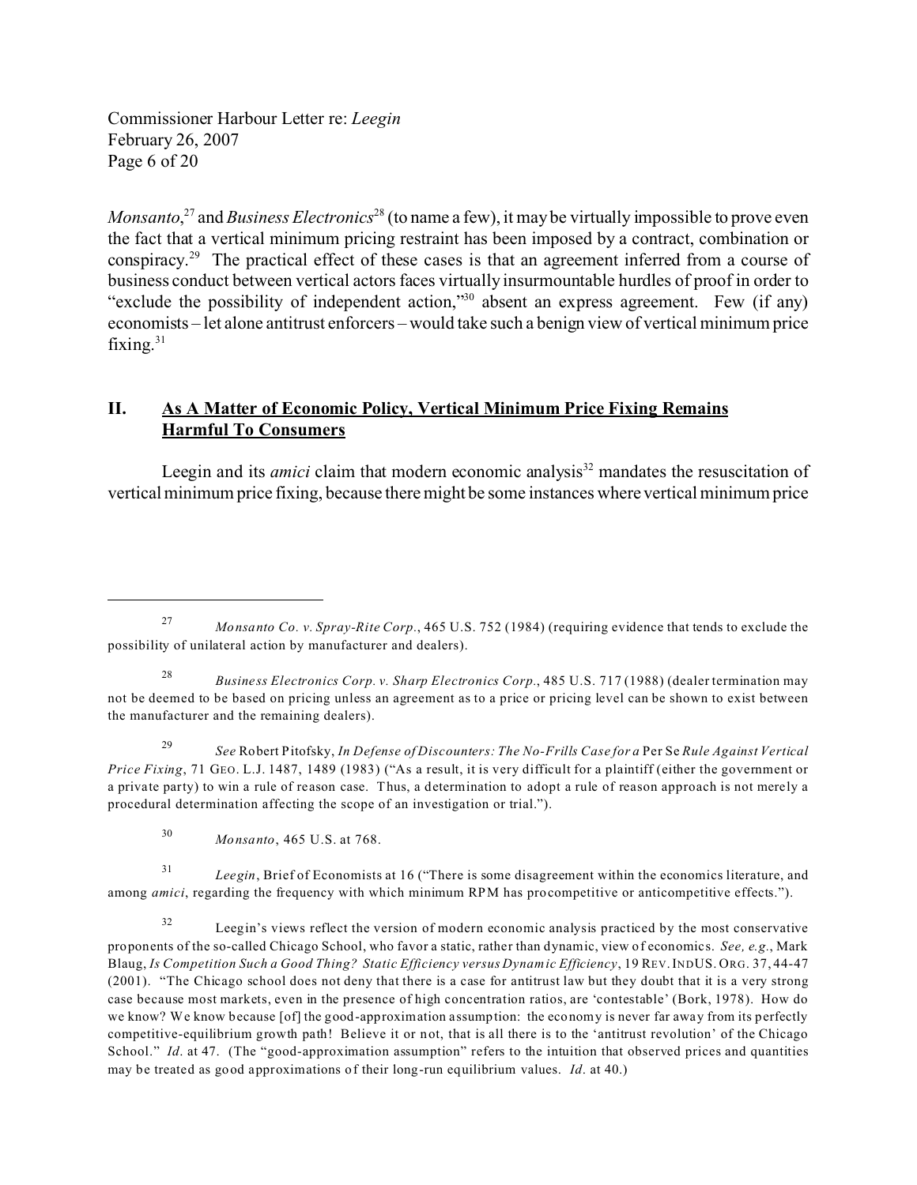*Monsanto*,[27] and *Business Electronics*[28] (to name a few), it may be virtually impossible to prove even the fact that a vertical minimum pricing restraint has been imposed by a contract, combination or conspiracy.[29] The practical effect of these cases is that an agreement inferred from a course of business conduct between vertical actors faces virtually insurmountable hurdles of proof in order to "exclude the possibility of independent action,"[30] absent an express agreement. Few (if any) economists – let alone antitrust enforcers – would take such a benign view of vertical minimum price fixing.[31]

## II. <u>As A Matter of Economic Policy, Vertical Minimum Price Fixing Remains Harmful To Consumers</u>

Leegin and its *amici* claim that modern economic analysis[32] mandates the resuscitation of vertical minimum price fixing, because there might be some instances where vertical minimum price

---

[27] *Monsanto Co. v. Spray-Rite Corp.*, 465 U.S. 752 (1984) (requiring evidence that tends to exclude the possibility of unilateral action by manufacturer and dealers).

[28] *Business Electronics Corp. v. Sharp Electronics Corp.*, 485 U.S. 717 (1988) (dealer termination may not be deemed to be based on pricing unless an agreement as to a price or pricing level can be shown to exist between the manufacturer and the remaining dealers).

[29] *See* Robert Pitofsky, *In Defense of Discounters: The No-Frills Case for a* Per Se *Rule Against Vertical Price Fixing*, 71 GEO. L.J. 1487, 1489 (1983) ("As a result, it is very difficult for a plaintiff (either the government or a private party) to win a rule of reason case. Thus, a determination to adopt a rule of reason approach is not merely a procedural determination affecting the scope of an investigation or trial.").

[30] *Monsanto*, 465 U.S. at 768.

[31] *Leegin*, Brief of Economists at 16 ("There is some disagreement within the economics literature, and among *amici*, regarding the frequency with which minimum RPM has procompetitive or anticompetitive effects.").

[32] Leegin's views reflect the version of modern economic analysis practiced by the most conservative proponents of the so-called Chicago School, who favor a static, rather than dynamic, view of economics. *See, e.g.*, Mark Blaug, *Is Competition Such a Good Thing? Static Efficiency versus Dynamic Efficiency*, 19 REV. INDUS. ORG. 37, 44-47 (2001). "The Chicago school does not deny that there is a case for antitrust law but they doubt that it is a very strong case because most markets, even in the presence of high concentration ratios, are 'contestable' (Bork, 1978). How do we know? We know because [of] the good-approximation assumption: the economy is never far away from its perfectly competitive-equilibrium growth path! Believe it or not, that is all there is to the 'antitrust revolution' of the Chicago School." *Id.* at 47. (The "good-approximation assumption" refers to the intuition that observed prices and quantities may be treated as good approximations of their long-run equilibrium values. *Id.* at 40.)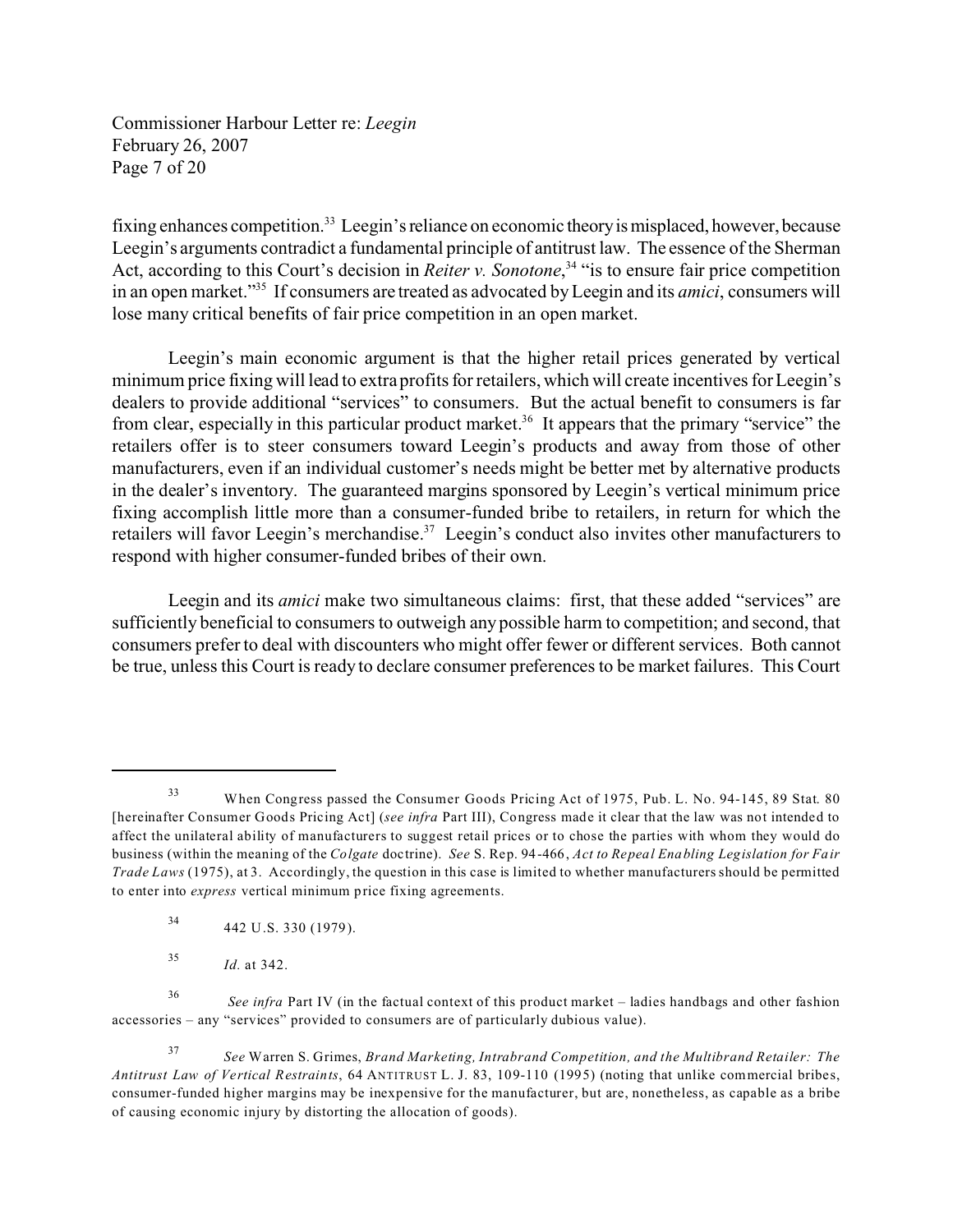fixing enhances competition.[33] Leegin's reliance on economic theory is misplaced, however, because Leegin's arguments contradict a fundamental principle of antitrust law. The essence of the Sherman Act, according to this Court's decision in *Reiter v. Sonotone*,[34] "is to ensure fair price competition in an open market."[35] If consumers are treated as advocated by Leegin and its *amici*, consumers will lose many critical benefits of fair price competition in an open market.

Leegin's main economic argument is that the higher retail prices generated by vertical minimum price fixing will lead to extra profits for retailers, which will create incentives for Leegin's dealers to provide additional "services" to consumers. But the actual benefit to consumers is far from clear, especially in this particular product market.[36] It appears that the primary "service" the retailers offer is to steer consumers toward Leegin's products and away from those of other manufacturers, even if an individual customer's needs might be better met by alternative products in the dealer's inventory. The guaranteed margins sponsored by Leegin's vertical minimum price fixing accomplish little more than a consumer-funded bribe to retailers, in return for which the retailers will favor Leegin's merchandise.[37] Leegin's conduct also invites other manufacturers to respond with higher consumer-funded bribes of their own.

Leegin and its *amici* make two simultaneous claims: first, that these added "services" are sufficiently beneficial to consumers to outweigh any possible harm to competition; and second, that consumers prefer to deal with discounters who might offer fewer or different services. Both cannot be true, unless this Court is ready to declare consumer preferences to be market failures. This Court

---

[33] When Congress passed the Consumer Goods Pricing Act of 1975, Pub. L. No. 94-145, 89 Stat. 80 [hereinafter Consumer Goods Pricing Act] (*see infra* Part III), Congress made it clear that the law was not intended to affect the unilateral ability of manufacturers to suggest retail prices or to chose the parties with whom they would do business (within the meaning of the *Colgate* doctrine). *See* S. Rep. 94-466, *Act to Repeal Enabling Legislation for Fair Trade Laws* (1975), at 3. Accordingly, the question in this case is limited to whether manufacturers should be permitted to enter into *express* vertical minimum price fixing agreements.

[34] 442 U.S. 330 (1979).

[35] *Id.* at 342.

[36] *See infra* Part IV (in the factual context of this product market – ladies handbags and other fashion accessories – any "services" provided to consumers are of particularly dubious value).

[37] *See* Warren S. Grimes, *Brand Marketing, Intrabrand Competition, and the Multibrand Retailer: The Antitrust Law of Vertical Restraints*, 64 ANTITRUST L. J. 83, 109-110 (1995) (noting that unlike commercial bribes, consumer-funded higher margins may be inexpensive for the manufacturer, but are, nonetheless, as capable as a bribe of causing economic injury by distorting the allocation of goods).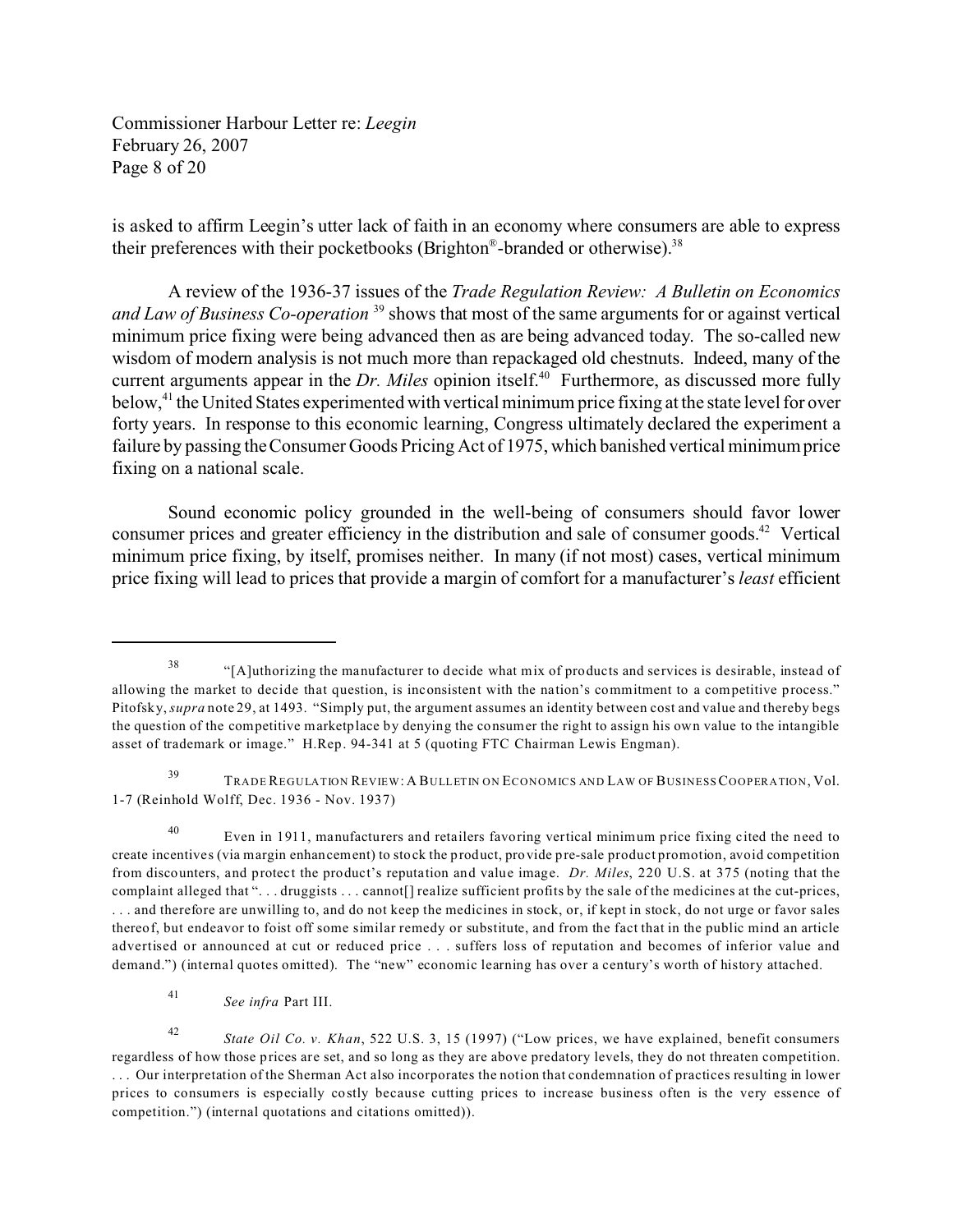is asked to affirm Leegin's utter lack of faith in an economy where consumers are able to express their preferences with their pocketbooks (Brighton®-branded or otherwise).[38]

A review of the 1936-37 issues of the *Trade Regulation Review: A Bulletin on Economics and Law of Business Co-operation* [39] shows that most of the same arguments for or against vertical minimum price fixing were being advanced then as are being advanced today. The so-called new wisdom of modern analysis is not much more than repackaged old chestnuts. Indeed, many of the current arguments appear in the *Dr. Miles* opinion itself.[40] Furthermore, as discussed more fully below,[41] the United States experimented with vertical minimum price fixing at the state level for over forty years. In response to this economic learning, Congress ultimately declared the experiment a failure by passing the Consumer Goods Pricing Act of 1975, which banished vertical minimum price fixing on a national scale.

Sound economic policy grounded in the well-being of consumers should favor lower consumer prices and greater efficiency in the distribution and sale of consumer goods.[42] Vertical minimum price fixing, by itself, promises neither. In many (if not most) cases, vertical minimum price fixing will lead to prices that provide a margin of comfort for a manufacturer's *least* efficient

---

[38] "[A]uthorizing the manufacturer to decide what mix of products and services is desirable, instead of allowing the market to decide that question, is inconsistent with the nation's commitment to a competitive process." Pitofsky, *supra* note 29, at 1493. "Simply put, the argument assumes an identity between cost and value and thereby begs the question of the competitive marketplace by denying the consumer the right to assign his own value to the intangible asset of trademark or image." H.Rep. 94-341 at 5 (quoting FTC Chairman Lewis Engman).

[39] TRADE REGULATION REVIEW: A BULLETIN ON ECONOMICS AND LAW OF BUSINESS COOPERATION, Vol. 1-7 (Reinhold Wolff, Dec. 1936 - Nov. 1937)

[40] Even in 1911, manufacturers and retailers favoring vertical minimum price fixing cited the need to create incentives (via margin enhancement) to stock the product, provide pre-sale product promotion, avoid competition from discounters, and protect the product's reputation and value image. *Dr. Miles*, 220 U.S. at 375 (noting that the complaint alleged that ". . . druggists . . . cannot[] realize sufficient profits by the sale of the medicines at the cut-prices, . . . and therefore are unwilling to, and do not keep the medicines in stock, or, if kept in stock, do not urge or favor sales thereof, but endeavor to foist off some similar remedy or substitute, and from the fact that in the public mind an article advertised or announced at cut or reduced price . . . suffers loss of reputation and becomes of inferior value and demand.") (internal quotes omitted). The "new" economic learning has over a century's worth of history attached.

[41] *See infra* Part III.

[42] *State Oil Co. v. Khan*, 522 U.S. 3, 15 (1997) ("Low prices, we have explained, benefit consumers regardless of how those prices are set, and so long as they are above predatory levels, they do not threaten competition. . . . Our interpretation of the Sherman Act also incorporates the notion that condemnation of practices resulting in lower prices to consumers is especially costly because cutting prices to increase business often is the very essence of competition.") (internal quotations and citations omitted)).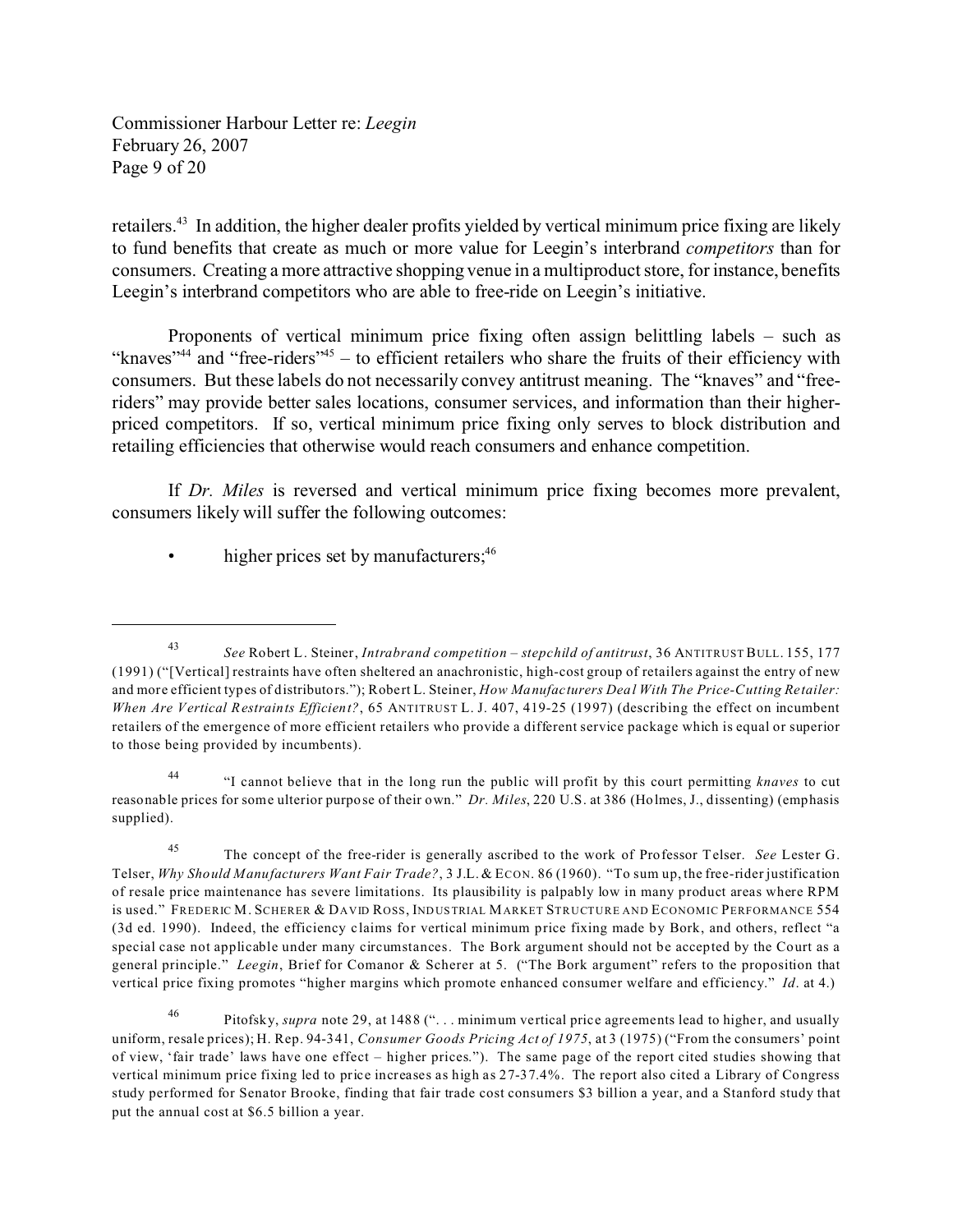retailers.[43] In addition, the higher dealer profits yielded by vertical minimum price fixing are likely to fund benefits that create as much or more value for Leegin's interbrand *competitors* than for consumers. Creating a more attractive shopping venue in a multiproduct store, for instance, benefits Leegin's interbrand competitors who are able to free-ride on Leegin's initiative.

Proponents of vertical minimum price fixing often assign belittling labels – such as "knaves"[44] and "free-riders"[45] – to efficient retailers who share the fruits of their efficiency with consumers. But these labels do not necessarily convey antitrust meaning. The "knaves" and "free-riders" may provide better sales locations, consumer services, and information than their higher-priced competitors. If so, vertical minimum price fixing only serves to block distribution and retailing efficiencies that otherwise would reach consumers and enhance competition.

If *Dr. Miles* is reversed and vertical minimum price fixing becomes more prevalent, consumers likely will suffer the following outcomes:

- higher prices set by manufacturers;[46]

---

[43] *See* Robert L. Steiner, *Intrabrand competition – stepchild of antitrust*, 36 ANTITRUST BULL. 155, 177 (1991) ("[Vertical] restraints have often sheltered an anachronistic, high-cost group of retailers against the entry of new and more efficient types of distributors."); Robert L. Steiner, *How Manufacturers Deal With The Price-Cutting Retailer: When Are Vertical Restraints Efficient?*, 65 ANTITRUST L. J. 407, 419-25 (1997) (describing the effect on incumbent retailers of the emergence of more efficient retailers who provide a different service package which is equal or superior to those being provided by incumbents).

[44] "I cannot believe that in the long run the public will profit by this court permitting *knaves* to cut reasonable prices for some ulterior purpose of their own." *Dr. Miles*, 220 U.S. at 386 (Holmes, J., dissenting) (emphasis supplied).

[45] The concept of the free-rider is generally ascribed to the work of Professor Telser. *See* Lester G. Telser, *Why Should Manufacturers Want Fair Trade?*, 3 J.L. & ECON. 86 (1960). "To sum up, the free-rider justification of resale price maintenance has severe limitations. Its plausibility is palpably low in many product areas where RPM is used." FREDERIC M. SCHERER & DAVID ROSS, INDUSTRIAL MARKET STRUCTURE AND ECONOMIC PERFORMANCE 554 (3d ed. 1990). Indeed, the efficiency claims for vertical minimum price fixing made by Bork, and others, reflect "a special case not applicable under many circumstances. The Bork argument should not be accepted by the Court as a general principle." *Leegin*, Brief for Comanor & Scherer at 5. ("The Bork argument" refers to the proposition that vertical price fixing promotes "higher margins which promote enhanced consumer welfare and efficiency." *Id*. at 4.)

[46] Pitofsky, *supra* note 29, at 1488 (". . . minimum vertical price agreements lead to higher, and usually uniform, resale prices); H. Rep. 94-341, *Consumer Goods Pricing Act of 1975*, at 3 (1975) ("From the consumers' point of view, 'fair trade' laws have one effect – higher prices."). The same page of the report cited studies showing that vertical minimum price fixing led to price increases as high as 27-37.4%. The report also cited a Library of Congress study performed for Senator Brooke, finding that fair trade cost consumers $3 billion a year, and a Stanford study that put the annual cost at $6.5 billion a year.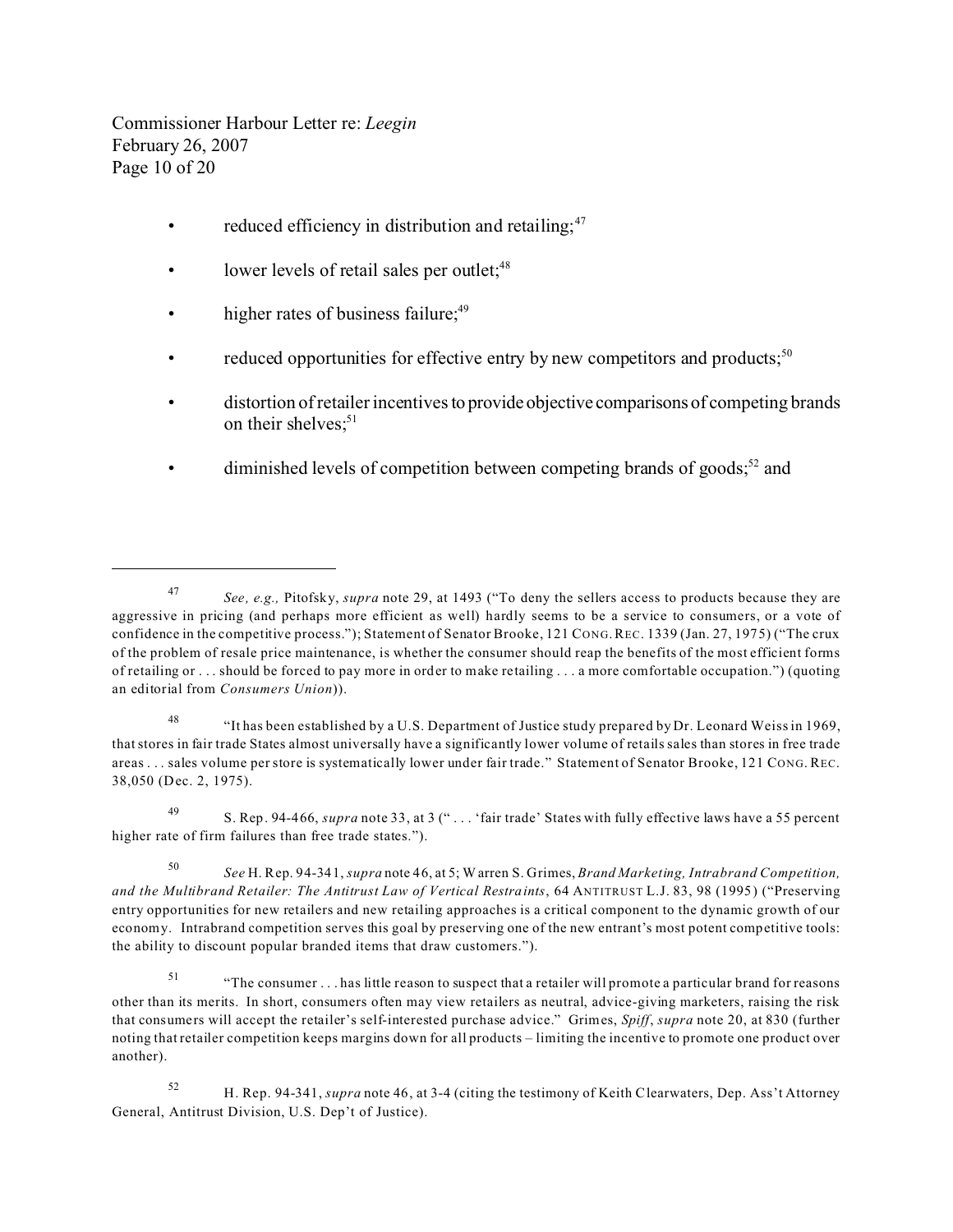- reduced efficiency in distribution and retailing;[47]
- lower levels of retail sales per outlet;[48]
- higher rates of business failure;[49]
- reduced opportunities for effective entry by new competitors and products;[50]
- distortion of retailer incentives to provide objective comparisons of competing brands on their shelves;[51]
- diminished levels of competition between competing brands of goods;[52] and

---

[47] *See, e.g.,* Pitofsky, *supra* note 29, at 1493 ("To deny the sellers access to products because they are aggressive in pricing (and perhaps more efficient as well) hardly seems to be a service to consumers, or a vote of confidence in the competitive process."); Statement of Senator Brooke, 121 CONG. REC. 1339 (Jan. 27, 1975) ("The crux of the problem of resale price maintenance, is whether the consumer should reap the benefits of the most efficient forms of retailing or . . . should be forced to pay more in order to make retailing . . . a more comfortable occupation.") (quoting an editorial from *Consumers Union*)).

[48] "It has been established by a U.S. Department of Justice study prepared by Dr. Leonard Weiss in 1969, that stores in fair trade States almost universally have a significantly lower volume of retails sales than stores in free trade areas . . . sales volume per store is systematically lower under fair trade." Statement of Senator Brooke, 121 CONG. REC. 38,050 (Dec. 2, 1975).

[49] S. Rep. 94-466, *supra* note 33, at 3 (" . . . 'fair trade' States with fully effective laws have a 55 percent higher rate of firm failures than free trade states.").

[50] *See* H. Rep. 94-341, *supra* note 46, at 5; Warren S. Grimes, *Brand Marketing, Intrabrand Competition, and the Multibrand Retailer: The Antitrust Law of Vertical Restraints*, 64 ANTITRUST L.J. 83, 98 (1995) ("Preserving entry opportunities for new retailers and new retailing approaches is a critical component to the dynamic growth of our economy. Intrabrand competition serves this goal by preserving one of the new entrant's most potent competitive tools: the ability to discount popular branded items that draw customers.").

[51] "The consumer . . . has little reason to suspect that a retailer will promote a particular brand for reasons other than its merits. In short, consumers often may view retailers as neutral, advice-giving marketers, raising the risk that consumers will accept the retailer's self-interested purchase advice." Grimes, *Spiff*, *supra* note 20, at 830 (further noting that retailer competition keeps margins down for all products – limiting the incentive to promote one product over another).

[52] H. Rep. 94-341, *supra* note 46, at 3-4 (citing the testimony of Keith Clearwaters, Dep. Ass't Attorney General, Antitrust Division, U.S. Dep't of Justice).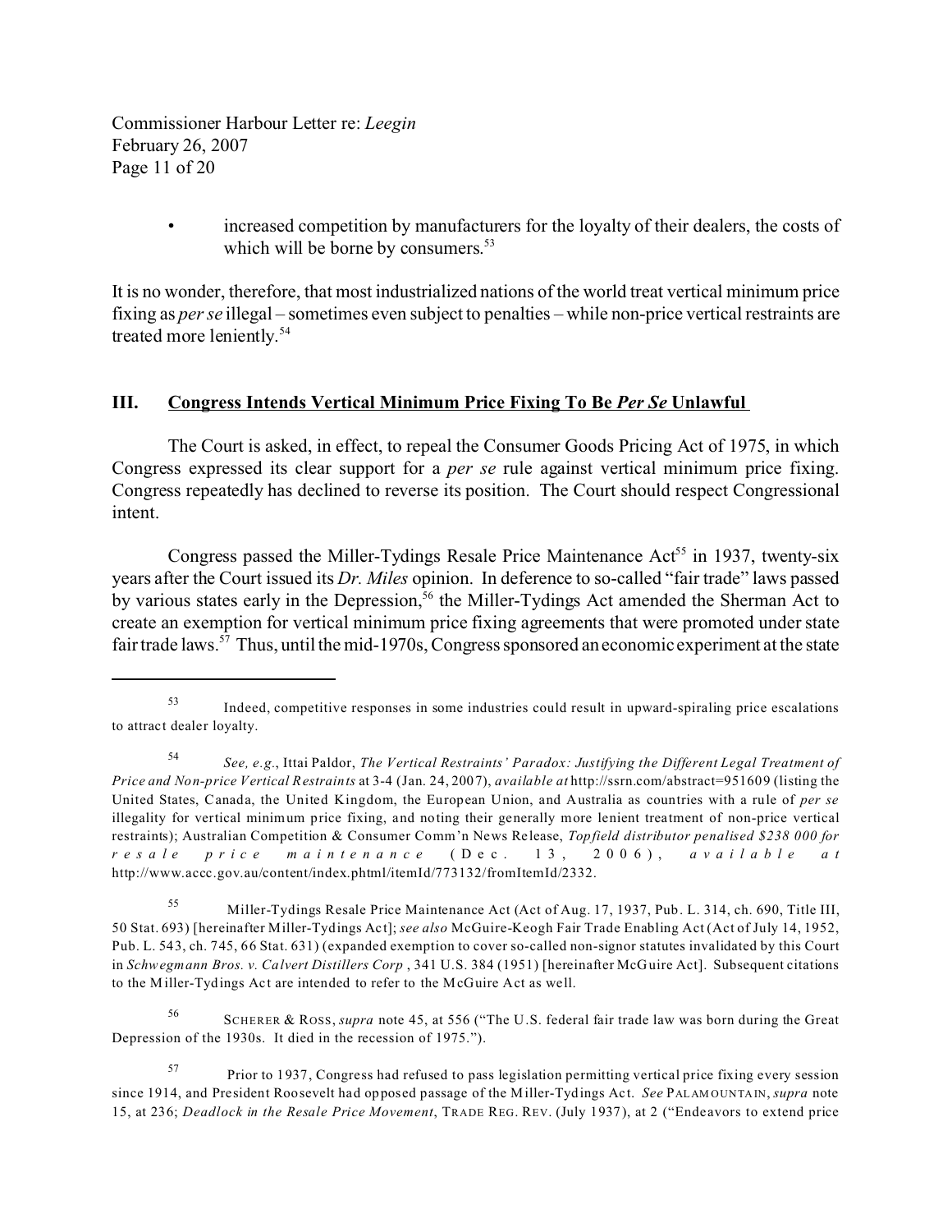- increased competition by manufacturers for the loyalty of their dealers, the costs of which will be borne by consumers.[53]

It is no wonder, therefore, that most industrialized nations of the world treat vertical minimum price fixing as *per se* illegal – sometimes even subject to penalties – while non-price vertical restraints are treated more leniently.[54]

## III. Congress Intends Vertical Minimum Price Fixing To Be *Per Se* Unlawful

The Court is asked, in effect, to repeal the Consumer Goods Pricing Act of 1975, in which Congress expressed its clear support for a *per se* rule against vertical minimum price fixing. Congress repeatedly has declined to reverse its position. The Court should respect Congressional intent.

Congress passed the Miller-Tydings Resale Price Maintenance Act[55] in 1937, twenty-six years after the Court issued its *Dr. Miles* opinion. In deference to so-called "fair trade" laws passed by various states early in the Depression,[56] the Miller-Tydings Act amended the Sherman Act to create an exemption for vertical minimum price fixing agreements that were promoted under state fair trade laws.[57] Thus, until the mid-1970s, Congress sponsored an economic experiment at the state

---

[53] Indeed, competitive responses in some industries could result in upward-spiraling price escalations to attract dealer loyalty.

[54] *See, e.g.*, Ittai Paldor, *The Vertical Restraints' Paradox: Justifying the Different Legal Treatment of Price and Non-price Vertical Restraints* at 3-4 (Jan. 24, 2007), *available at* http://ssrn.com/abstract=951609 (listing the United States, Canada, the United Kingdom, the European Union, and Australia as countries with a rule of *per se* illegality for vertical minimum price fixing, and noting their generally more lenient treatment of non-price vertical restraints); Australian Competition & Consumer Comm'n News Release, *Topfield distributor penalised $238 000 for resale price maintenance* (Dec. 13, 2006), *available at* http://www.accc.gov.au/content/index.phtml/itemId/773132/fromItemId/2332.

[55] Miller-Tydings Resale Price Maintenance Act (Act of Aug. 17, 1937, Pub. L. 314, ch. 690, Title III, 50 Stat. 693) [hereinafter Miller-Tydings Act]; *see also* McGuire-Keogh Fair Trade Enabling Act (Act of July 14, 1952, Pub. L. 543, ch. 745, 66 Stat. 631) (expanded exemption to cover so-called non-signor statutes invalidated by this Court in *Schwegmann Bros. v. Calvert Distillers Corp*, 341 U.S. 384 (1951) [hereinafter McGuire Act]. Subsequent citations to the Miller-Tydings Act are intended to refer to the McGuire Act as well.

[56] SCHERER & ROSS, *supra* note 45, at 556 ("The U.S. federal fair trade law was born during the Great Depression of the 1930s. It died in the recession of 1975.").

[57] Prior to 1937, Congress had refused to pass legislation permitting vertical price fixing every session since 1914, and President Roosevelt had opposed passage of the Miller-Tydings Act. *See* PALAMOUNTAIN, *supra* note 15, at 236; *Deadlock in the Resale Price Movement*, TRADE REG. REV. (July 1937), at 2 ("Endeavors to extend price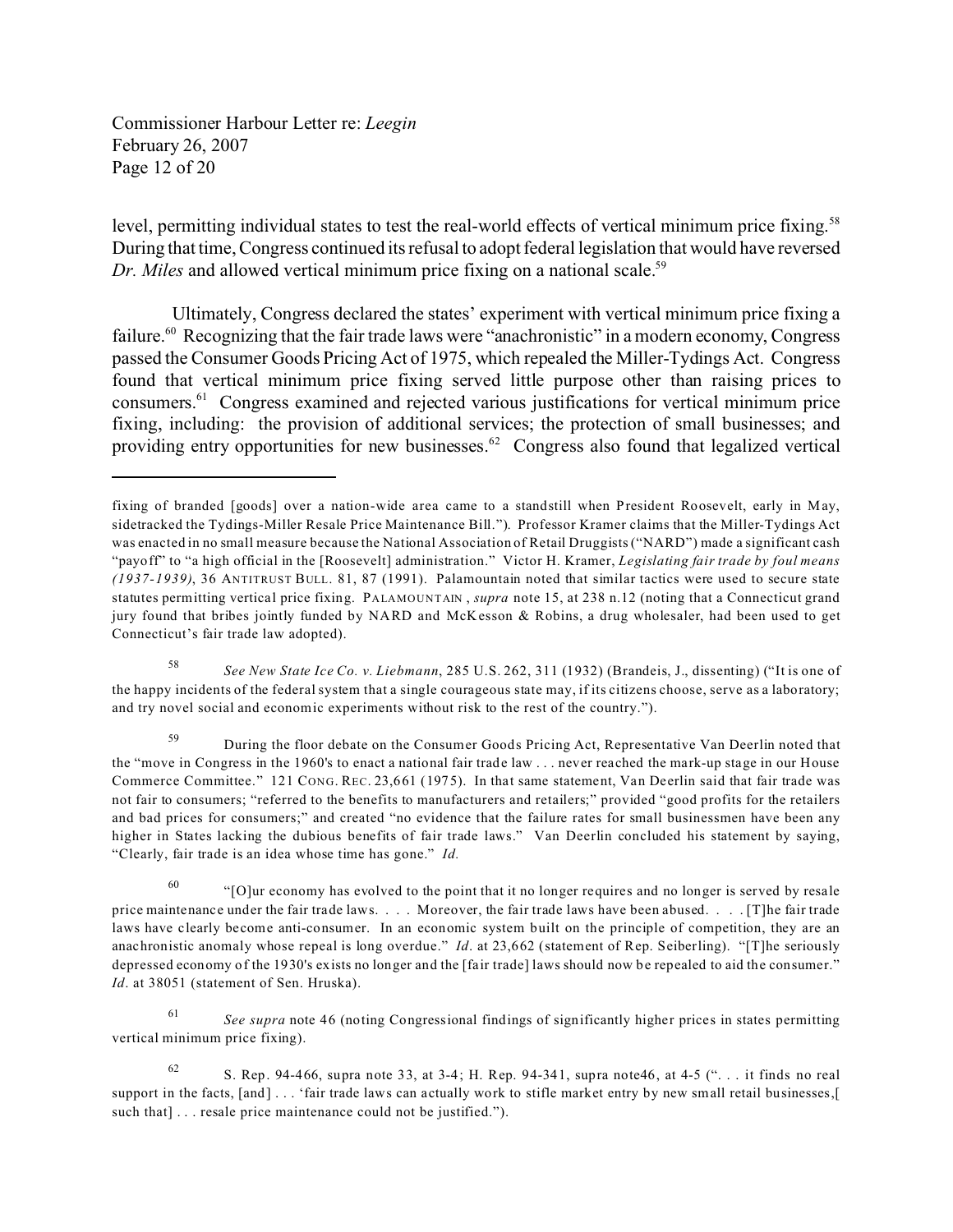level, permitting individual states to test the real-world effects of vertical minimum price fixing.[58] During that time, Congress continued its refusal to adopt federal legislation that would have reversed *Dr. Miles* and allowed vertical minimum price fixing on a national scale.[59]

Ultimately, Congress declared the states' experiment with vertical minimum price fixing a failure.[60] Recognizing that the fair trade laws were "anachronistic" in a modern economy, Congress passed the Consumer Goods Pricing Act of 1975, which repealed the Miller-Tydings Act. Congress found that vertical minimum price fixing served little purpose other than raising prices to consumers.[61] Congress examined and rejected various justifications for vertical minimum price fixing, including: the provision of additional services; the protection of small businesses; and providing entry opportunities for new businesses.[62] Congress also found that legalized vertical

---

fixing of branded [goods] over a nation-wide area came to a standstill when President Roosevelt, early in May, sidetracked the Tydings-Miller Resale Price Maintenance Bill."). Professor Kramer claims that the Miller-Tydings Act was enacted in no small measure because the National Association of Retail Druggists ("NARD") made a significant cash "payoff" to "a high official in the [Roosevelt] administration." Victor H. Kramer, *Legislating fair trade by foul means (1937-1939)*, 36 ANTITRUST BULL. 81, 87 (1991). Palamountain noted that similar tactics were used to secure state statutes permitting vertical price fixing. PALAMOUNTAIN , *supra* note 15, at 238 n.12 (noting that a Connecticut grand jury found that bribes jointly funded by NARD and McKesson & Robins, a drug wholesaler, had been used to get Connecticut's fair trade law adopted).

[58] *See New State Ice Co. v. Liebmann*, 285 U.S. 262, 311 (1932) (Brandeis, J., dissenting) ("It is one of the happy incidents of the federal system that a single courageous state may, if its citizens choose, serve as a laboratory; and try novel social and economic experiments without risk to the rest of the country.").

[59] During the floor debate on the Consumer Goods Pricing Act, Representative Van Deerlin noted that the "move in Congress in the 1960's to enact a national fair trade law . . . never reached the mark-up stage in our House Commerce Committee." 121 CONG. REC. 23,661 (1975). In that same statement, Van Deerlin said that fair trade was not fair to consumers; "referred to the benefits to manufacturers and retailers;" provided "good profits for the retailers and bad prices for consumers;" and created "no evidence that the failure rates for small businessmen have been any higher in States lacking the dubious benefits of fair trade laws." Van Deerlin concluded his statement by saying, "Clearly, fair trade is an idea whose time has gone." *Id.*

[60] "[O]ur economy has evolved to the point that it no longer requires and no longer is served by resale price maintenance under the fair trade laws. . . . Moreover, the fair trade laws have been abused. . . . [T]he fair trade laws have clearly become anti-consumer. In an economic system built on the principle of competition, they are an anachronistic anomaly whose repeal is long overdue." *Id*. at 23,662 (statement of Rep. Seiberling). "[T]he seriously depressed economy of the 1930's exists no longer and the [fair trade] laws should now be repealed to aid the consumer." *Id*. at 38051 (statement of Sen. Hruska).

[61] *See supra* note 46 (noting Congressional findings of significantly higher prices in states permitting vertical minimum price fixing).

[62] S. Rep. 94-466, supra note 33, at 3-4; H. Rep. 94-341, supra note46, at 4-5 (". . . it finds no real support in the facts, [and] . . . 'fair trade laws can actually work to stifle market entry by new small retail businesses,[ such that] . . . resale price maintenance could not be justified.").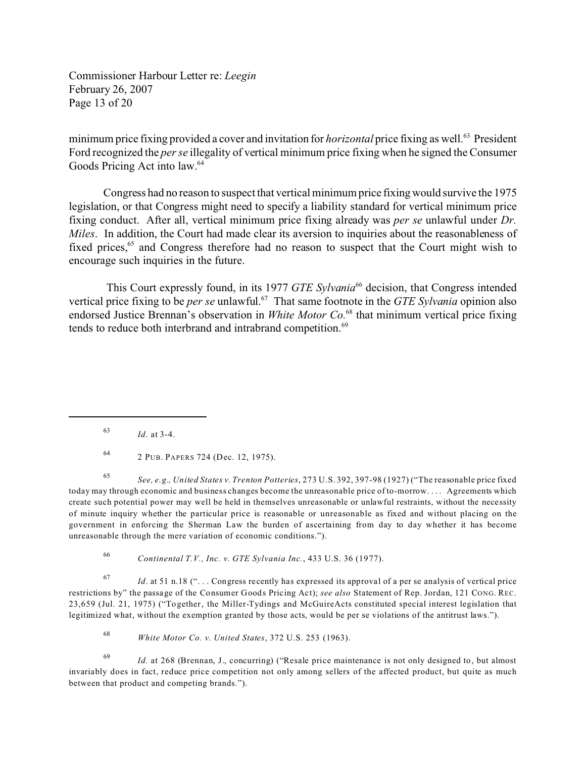minimum price fixing provided a cover and invitation for *horizontal* price fixing as well.[63] President Ford recognized the *per se* illegality of vertical minimum price fixing when he signed the Consumer Goods Pricing Act into law.[64]

Congress had no reason to suspect that vertical minimum price fixing would survive the 1975 legislation, or that Congress might need to specify a liability standard for vertical minimum price fixing conduct. After all, vertical minimum price fixing already was *per se* unlawful under *Dr. Miles*. In addition, the Court had made clear its aversion to inquiries about the reasonableness of fixed prices,[65] and Congress therefore had no reason to suspect that the Court might wish to encourage such inquiries in the future.

This Court expressly found, in its 1977 *GTE Sylvania*[66] decision, that Congress intended vertical price fixing to be *per se* unlawful.[67] That same footnote in the *GTE Sylvania* opinion also endorsed Justice Brennan's observation in *White Motor Co.*[68] that minimum vertical price fixing tends to reduce both interbrand and intrabrand competition.[69]

---

[63] *Id*. at 3-4.

[64] 2 PUB. PAPERS 724 (Dec. 12, 1975).

[65] *See, e.g., United States v. Trenton Potteries*, 273 U.S. 392, 397-98 (1927) ("The reasonable price fixed today may through economic and business changes become the unreasonable price of to-morrow. . . . Agreements which create such potential power may well be held in themselves unreasonable or unlawful restraints, without the necessity of minute inquiry whether the particular price is reasonable or unreasonable as fixed and without placing on the government in enforcing the Sherman Law the burden of ascertaining from day to day whether it has become unreasonable through the mere variation of economic conditions.").

[66] *Continental T.V., Inc. v. GTE Sylvania Inc.*, 433 U.S. 36 (1977).

[67] *Id*. at 51 n.18 (". . . Congress recently has expressed its approval of a per se analysis of vertical price restrictions by" the passage of the Consumer Goods Pricing Act); *see also* Statement of Rep. Jordan, 121 CONG. REC. 23,659 (Jul. 21, 1975) ("Together, the Miller-Tydings and McGuireActs constituted special interest legislation that legitimized what, without the exemption granted by those acts, would be per se violations of the antitrust laws.").

[68] *White Motor Co. v. United States*, 372 U.S. 253 (1963).

[69] *Id.* at 268 (Brennan, J., concurring) ("Resale price maintenance is not only designed to, but almost invariably does in fact, reduce price competition not only among sellers of the affected product, but quite as much between that product and competing brands.").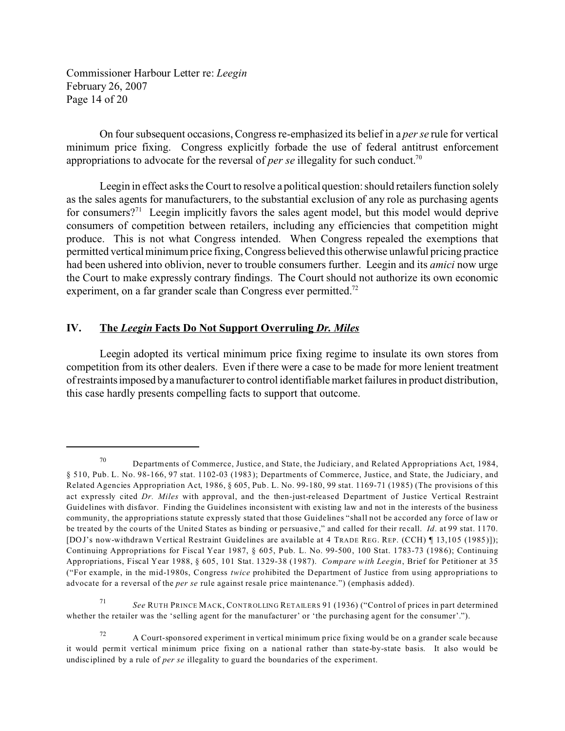On four subsequent occasions, Congress re-emphasized its belief in a *per se* rule for vertical minimum price fixing. Congress explicitly forbade the use of federal antitrust enforcement appropriations to advocate for the reversal of *per se* illegality for such conduct.[70]

Leegin in effect asks the Court to resolve a political question: should retailers function solely as the sales agents for manufacturers, to the substantial exclusion of any role as purchasing agents for consumers?[71] Leegin implicitly favors the sales agent model, but this model would deprive consumers of competition between retailers, including any efficiencies that competition might produce. This is not what Congress intended. When Congress repealed the exemptions that permitted vertical minimum price fixing, Congress believed this otherwise unlawful pricing practice had been ushered into oblivion, never to trouble consumers further. Leegin and its *amici* now urge the Court to make expressly contrary findings. The Court should not authorize its own economic experiment, on a far grander scale than Congress ever permitted.[72]

## IV. The *Leegin* Facts Do Not Support Overruling *Dr. Miles*

Leegin adopted its vertical minimum price fixing regime to insulate its own stores from competition from its other dealers. Even if there were a case to be made for more lenient treatment of restraints imposed by a manufacturer to control identifiable market failures in product distribution, this case hardly presents compelling facts to support that outcome.

---

[70] Departments of Commerce, Justice, and State, the Judiciary, and Related Appropriations Act, 1984, § 510, Pub. L. No. 98-166, 97 stat. 1102-03 (1983); Departments of Commerce, Justice, and State, the Judiciary, and Related Agencies Appropriation Act, 1986, § 605, Pub. L. No. 99-180, 99 stat. 1169-71 (1985) (The provisions of this act expressly cited *Dr. Miles* with approval, and the then-just-released Department of Justice Vertical Restraint Guidelines with disfavor. Finding the Guidelines inconsistent with existing law and not in the interests of the business community, the appropriations statute expressly stated that those Guidelines "shall not be accorded any force of law or be treated by the courts of the United States as binding or persuasive," and called for their recall. *Id.* at 99 stat. 1170. [DOJ's now-withdrawn Vertical Restraint Guidelines are available at 4 TRADE REG. REP. (CCH) ¶ 13,105 (1985)]); Continuing Appropriations for Fiscal Year 1987, § 605, Pub. L. No. 99-500, 100 Stat. 1783-73 (1986); Continuing Appropriations, Fiscal Year 1988, § 605, 101 Stat. 1329-38 (1987). *Compare with Leegin*, Brief for Petitioner at 35 ("For example, in the mid-1980s, Congress *twice* prohibited the Department of Justice from using appropriations to advocate for a reversal of the *per se* rule against resale price maintenance.") (emphasis added).

[71] *See* RUTH PRINCE MACK, CONTROLLING RETAILERS 91 (1936) ("Control of prices in part determined whether the retailer was the 'selling agent for the manufacturer' or 'the purchasing agent for the consumer'.").

[72] A Court-sponsored experiment in vertical minimum price fixing would be on a grander scale because it would permit vertical minimum price fixing on a national rather than state-by-state basis. It also would be undisciplined by a rule of *per se* illegality to guard the boundaries of the experiment.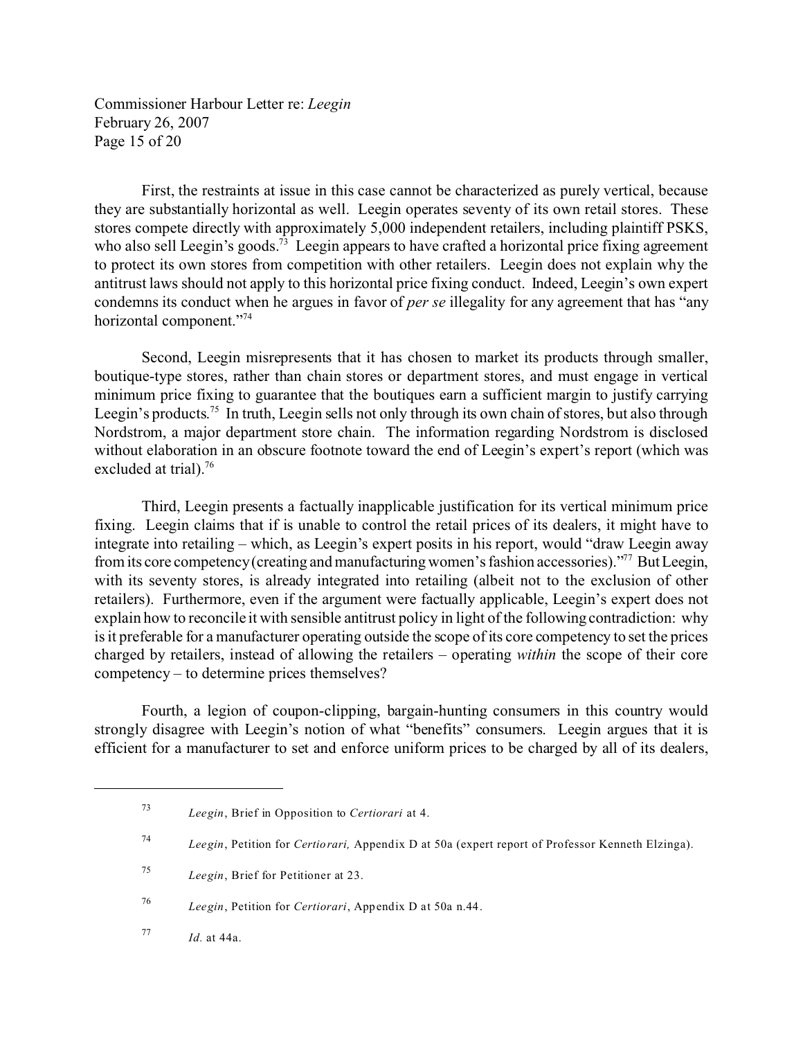First, the restraints at issue in this case cannot be characterized as purely vertical, because they are substantially horizontal as well. Leegin operates seventy of its own retail stores. These stores compete directly with approximately 5,000 independent retailers, including plaintiff PSKS, who also sell Leegin's goods.[73] Leegin appears to have crafted a horizontal price fixing agreement to protect its own stores from competition with other retailers. Leegin does not explain why the antitrust laws should not apply to this horizontal price fixing conduct. Indeed, Leegin's own expert condemns its conduct when he argues in favor of *per se* illegality for any agreement that has "any horizontal component."[74]

Second, Leegin misrepresents that it has chosen to market its products through smaller, boutique-type stores, rather than chain stores or department stores, and must engage in vertical minimum price fixing to guarantee that the boutiques earn a sufficient margin to justify carrying Leegin's products.[75] In truth, Leegin sells not only through its own chain of stores, but also through Nordstrom, a major department store chain. The information regarding Nordstrom is disclosed without elaboration in an obscure footnote toward the end of Leegin's expert's report (which was excluded at trial).[76]

Third, Leegin presents a factually inapplicable justification for its vertical minimum price fixing. Leegin claims that if is unable to control the retail prices of its dealers, it might have to integrate into retailing – which, as Leegin's expert posits in his report, would "draw Leegin away from its core competency (creating and manufacturing women's fashion accessories)."[77] But Leegin, with its seventy stores, is already integrated into retailing (albeit not to the exclusion of other retailers). Furthermore, even if the argument were factually applicable, Leegin's expert does not explain how to reconcile it with sensible antitrust policy in light of the following contradiction: why is it preferable for a manufacturer operating outside the scope of its core competency to set the prices charged by retailers, instead of allowing the retailers – operating *within* the scope of their core competency – to determine prices themselves?

Fourth, a legion of coupon-clipping, bargain-hunting consumers in this country would strongly disagree with Leegin's notion of what "benefits" consumers. Leegin argues that it is efficient for a manufacturer to set and enforce uniform prices to be charged by all of its dealers,

---

[73] *Leegin*, Brief in Opposition to *Certiorari* at 4.

[74] *Leegin*, Petition for *Certiorari,* Appendix D at 50a (expert report of Professor Kenneth Elzinga).

[75] *Leegin*, Brief for Petitioner at 23.

[76] *Leegin*, Petition for *Certiorari*, Appendix D at 50a n.44.

[77] *Id.* at 44a.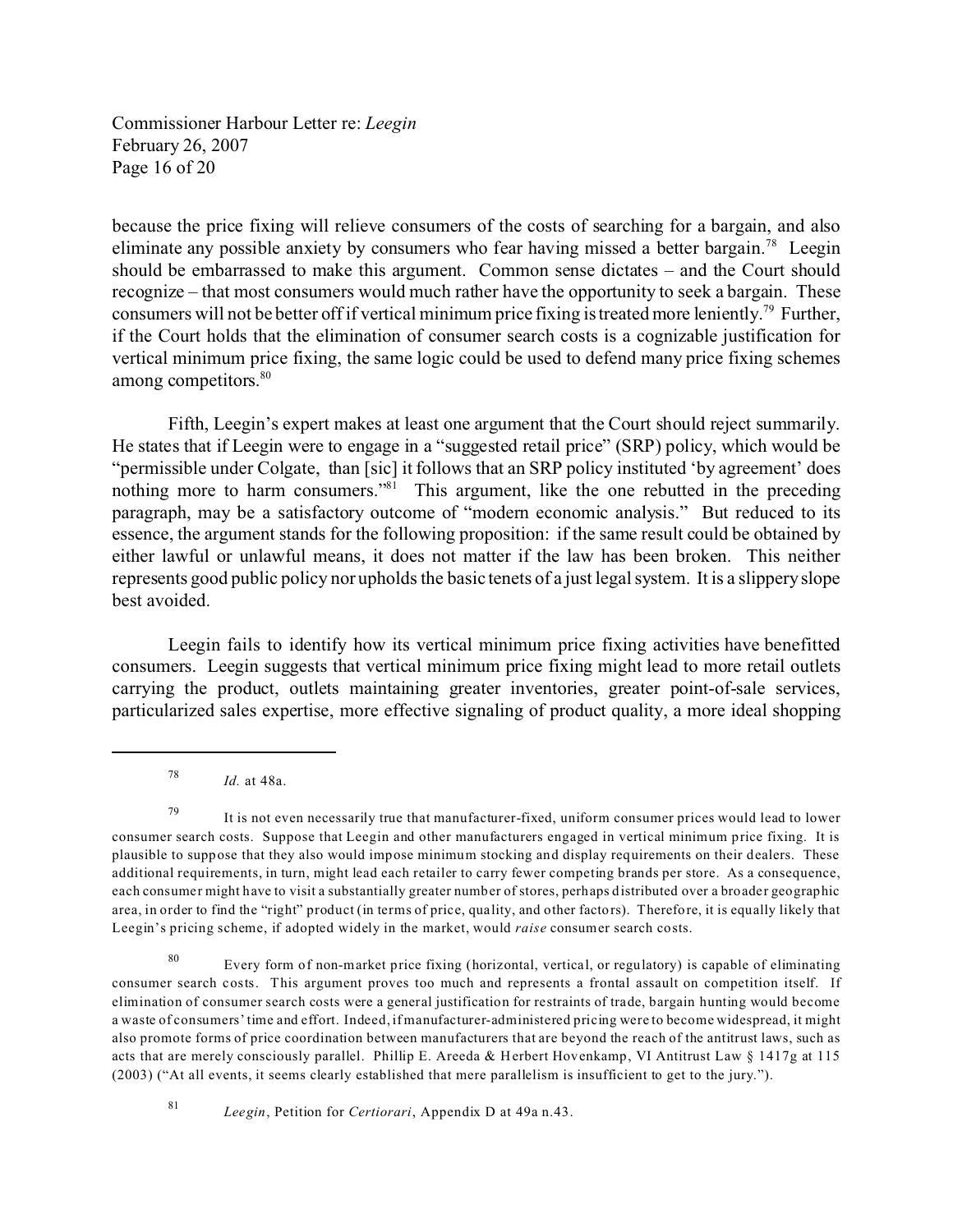because the price fixing will relieve consumers of the costs of searching for a bargain, and also eliminate any possible anxiety by consumers who fear having missed a better bargain.[78] Leegin should be embarrassed to make this argument. Common sense dictates – and the Court should recognize – that most consumers would much rather have the opportunity to seek a bargain. These consumers will not be better off if vertical minimum price fixing is treated more leniently.[79] Further, if the Court holds that the elimination of consumer search costs is a cognizable justification for vertical minimum price fixing, the same logic could be used to defend many price fixing schemes among competitors.[80]

Fifth, Leegin's expert makes at least one argument that the Court should reject summarily. He states that if Leegin were to engage in a "suggested retail price" (SRP) policy, which would be "permissible under Colgate, than [sic] it follows that an SRP policy instituted 'by agreement' does nothing more to harm consumers."[81] This argument, like the one rebutted in the preceding paragraph, may be a satisfactory outcome of "modern economic analysis." But reduced to its essence, the argument stands for the following proposition: if the same result could be obtained by either lawful or unlawful means, it does not matter if the law has been broken. This neither represents good public policy nor upholds the basic tenets of a just legal system. It is a slippery slope best avoided.

Leegin fails to identify how its vertical minimum price fixing activities have benefitted consumers. Leegin suggests that vertical minimum price fixing might lead to more retail outlets carrying the product, outlets maintaining greater inventories, greater point-of-sale services, particularized sales expertise, more effective signaling of product quality, a more ideal shopping

---

[78] *Id.* at 48a.

[79] It is not even necessarily true that manufacturer-fixed, uniform consumer prices would lead to lower consumer search costs. Suppose that Leegin and other manufacturers engaged in vertical minimum price fixing. It is plausible to suppose that they also would impose minimum stocking and display requirements on their dealers. These additional requirements, in turn, might lead each retailer to carry fewer competing brands per store. As a consequence, each consumer might have to visit a substantially greater number of stores, perhaps distributed over a broader geographic area, in order to find the "right" product (in terms of price, quality, and other factors). Therefore, it is equally likely that Leegin's pricing scheme, if adopted widely in the market, would *raise* consumer search costs.

[80] Every form of non-market price fixing (horizontal, vertical, or regulatory) is capable of eliminating consumer search costs. This argument proves too much and represents a frontal assault on competition itself. If elimination of consumer search costs were a general justification for restraints of trade, bargain hunting would become a waste of consumers' time and effort. Indeed, if manufacturer-administered pricing were to become widespread, it might also promote forms of price coordination between manufacturers that are beyond the reach of the antitrust laws, such as acts that are merely consciously parallel. Phillip E. Areeda & Herbert Hovenkamp, VI Antitrust Law § 1417g at 115 (2003) ("At all events, it seems clearly established that mere parallelism is insufficient to get to the jury.").

[81] *Leegin*, Petition for *Certiorari*, Appendix D at 49a n.43.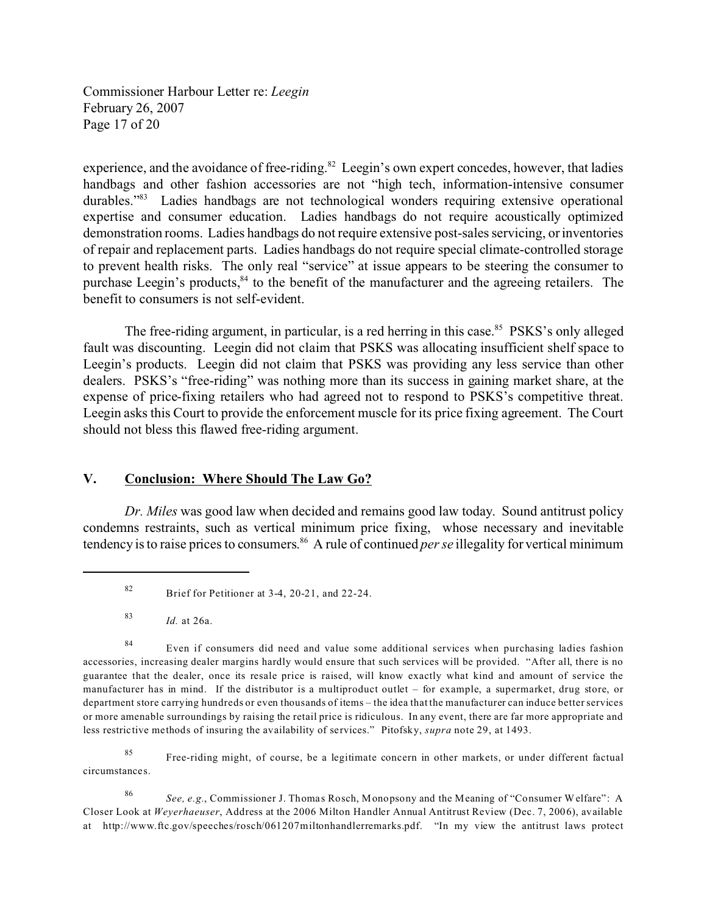experience, and the avoidance of free-riding.[82] Leegin's own expert concedes, however, that ladies handbags and other fashion accessories are not "high tech, information-intensive consumer durables."[83] Ladies handbags are not technological wonders requiring extensive operational expertise and consumer education. Ladies handbags do not require acoustically optimized demonstration rooms. Ladies handbags do not require extensive post-sales servicing, or inventories of repair and replacement parts. Ladies handbags do not require special climate-controlled storage to prevent health risks. The only real "service" at issue appears to be steering the consumer to purchase Leegin's products,[84] to the benefit of the manufacturer and the agreeing retailers. The benefit to consumers is not self-evident.

The free-riding argument, in particular, is a red herring in this case.[85] PSKS's only alleged fault was discounting. Leegin did not claim that PSKS was allocating insufficient shelf space to Leegin's products. Leegin did not claim that PSKS was providing any less service than other dealers. PSKS's "free-riding" was nothing more than its success in gaining market share, at the expense of price-fixing retailers who had agreed not to respond to PSKS's competitive threat. Leegin asks this Court to provide the enforcement muscle for its price fixing agreement. The Court should not bless this flawed free-riding argument.

## V. Conclusion: Where Should The Law Go?

*Dr. Miles* was good law when decided and remains good law today. Sound antitrust policy condemns restraints, such as vertical minimum price fixing, whose necessary and inevitable tendency is to raise prices to consumers.[86] A rule of continued *per se* illegality for vertical minimum

---

[82] Brief for Petitioner at 3-4, 20-21, and 22-24.

[83] *Id.* at 26a.

[84] Even if consumers did need and value some additional services when purchasing ladies fashion accessories, increasing dealer margins hardly would ensure that such services will be provided. "After all, there is no guarantee that the dealer, once its resale price is raised, will know exactly what kind and amount of service the manufacturer has in mind. If the distributor is a multiproduct outlet – for example, a supermarket, drug store, or department store carrying hundreds or even thousands of items – the idea that the manufacturer can induce better services or more amenable surroundings by raising the retail price is ridiculous. In any event, there are far more appropriate and less restrictive methods of insuring the availability of services." Pitofsky, *supra* note 29, at 1493.

[85] Free-riding might, of course, be a legitimate concern in other markets, or under different factual circumstances.

[86] *See, e.g.*, Commissioner J. Thomas Rosch, Monopsony and the Meaning of "Consumer Welfare": A Closer Look at *Weyerhaeuser*, Address at the 2006 Milton Handler Annual Antitrust Review (Dec. 7, 2006), available at http://www.ftc.gov/speeches/rosch/061207miltonhandlerremarks.pdf. "In my view the antitrust laws protect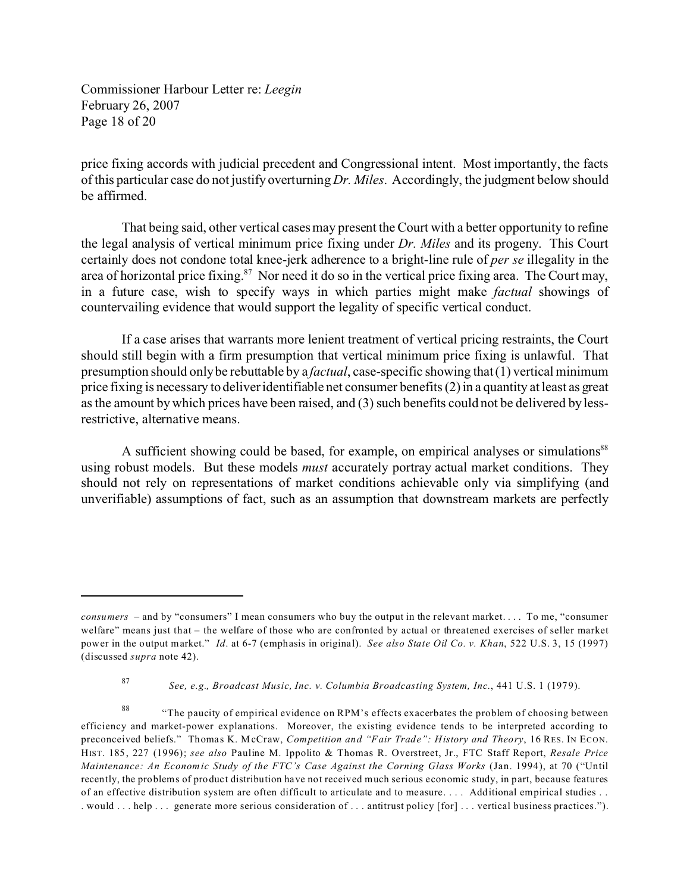price fixing accords with judicial precedent and Congressional intent. Most importantly, the facts of this particular case do not justify overturning *Dr. Miles*. Accordingly, the judgment below should be affirmed.

That being said, other vertical cases may present the Court with a better opportunity to refine the legal analysis of vertical minimum price fixing under *Dr. Miles* and its progeny. This Court certainly does not condone total knee-jerk adherence to a bright-line rule of *per se* illegality in the area of horizontal price fixing.[87] Nor need it do so in the vertical price fixing area. The Court may, in a future case, wish to specify ways in which parties might make *factual* showings of countervailing evidence that would support the legality of specific vertical conduct.

If a case arises that warrants more lenient treatment of vertical pricing restraints, the Court should still begin with a firm presumption that vertical minimum price fixing is unlawful. That presumption should only be rebuttable by a *factual*, case-specific showing that (1) vertical minimum price fixing is necessary to deliver identifiable net consumer benefits (2) in a quantity at least as great as the amount by which prices have been raised, and (3) such benefits could not be delivered by less-restrictive, alternative means.

A sufficient showing could be based, for example, on empirical analyses or simulations[88] using robust models. But these models *must* accurately portray actual market conditions. They should not rely on representations of market conditions achievable only via simplifying (and unverifiable) assumptions of fact, such as an assumption that downstream markets are perfectly

---

*consumers* – and by "consumers" I mean consumers who buy the output in the relevant market. . . . To me, "consumer welfare" means just that – the welfare of those who are confronted by actual or threatened exercises of seller market power in the output market." *Id*. at 6-7 (emphasis in original). *See also State Oil Co. v. Khan*, 522 U.S. 3, 15 (1997) (discussed *supra* note 42).

[87] *See, e.g., Broadcast Music, Inc. v. Columbia Broadcasting System, Inc.*, 441 U.S. 1 (1979).

[88] "The paucity of empirical evidence on RPM's effects exacerbates the problem of choosing between efficiency and market-power explanations. Moreover, the existing evidence tends to be interpreted according to preconceived beliefs." Thomas K. McCraw, *Competition and "Fair Trade": History and Theory*, 16 RES. IN ECON. HIST. 185, 227 (1996); *see also* Pauline M. Ippolito & Thomas R. Overstreet, Jr., FTC Staff Report, *Resale Price Maintenance: An Economic Study of the FTC's Case Against the Corning Glass Works* (Jan. 1994), at 70 ("Until recently, the problems of product distribution have not received much serious economic study, in part, because features of an effective distribution system are often difficult to articulate and to measure. . . . Additional empirical studies . . . would . . . help . . . generate more serious consideration of . . . antitrust policy [for] . . . vertical business practices.").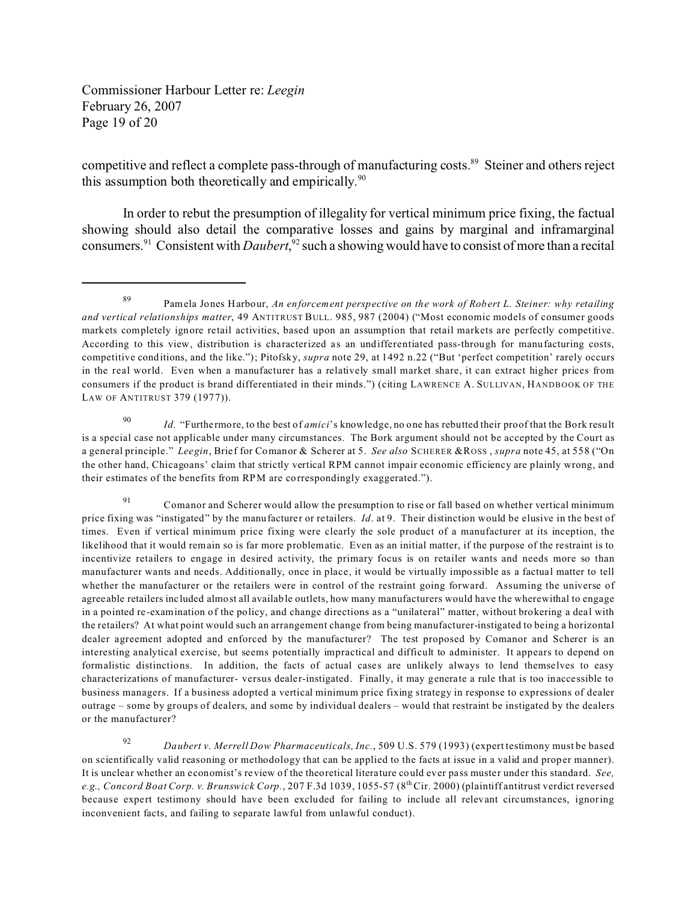competitive and reflect a complete pass-through of manufacturing costs.[89] Steiner and others reject this assumption both theoretically and empirically.[90]

In order to rebut the presumption of illegality for vertical minimum price fixing, the factual showing should also detail the comparative losses and gains by marginal and inframarginal consumers.[91] Consistent with *Daubert*,[92] such a showing would have to consist of more than a recital

---

[89] Pamela Jones Harbour, *An enforcement perspective on the work of Robert L. Steiner: why retailing and vertical relationships matter*, 49 ANTITRUST BULL. 985, 987 (2004) ("Most economic models of consumer goods markets completely ignore retail activities, based upon an assumption that retail markets are perfectly competitive. According to this view, distribution is characterized as an undifferentiated pass-through for manufacturing costs, competitive conditions, and the like."); Pitofsky, *supra* note 29, at 1492 n.22 ("But 'perfect competition' rarely occurs in the real world. Even when a manufacturer has a relatively small market share, it can extract higher prices from consumers if the product is brand differentiated in their minds.") (citing LAWRENCE A. SULLIVAN, HANDBOOK OF THE LAW OF ANTITRUST 379 (1977)).

[90] *Id.* "Furthermore, to the best of *amici*'s knowledge, no one has rebutted their proof that the Bork result is a special case not applicable under many circumstances. The Bork argument should not be accepted by the Court as a general principle." *Leegin*, Brief for Comanor & Scherer at 5. *See also* SCHERER & ROSS , *supra* note 45, at 558 ("On the other hand, Chicagoans' claim that strictly vertical RPM cannot impair economic efficiency are plainly wrong, and their estimates of the benefits from RPM are correspondingly exaggerated.").

[91] Comanor and Scherer would allow the presumption to rise or fall based on whether vertical minimum price fixing was "instigated" by the manufacturer or retailers. *Id.* at 9. Their distinction would be elusive in the best of times. Even if vertical minimum price fixing were clearly the sole product of a manufacturer at its inception, the likelihood that it would remain so is far more problematic. Even as an initial matter, if the purpose of the restraint is to incentivize retailers to engage in desired activity, the primary focus is on retailer wants and needs more so than manufacturer wants and needs. Additionally, once in place, it would be virtually impossible as a factual matter to tell whether the manufacturer or the retailers were in control of the restraint going forward. Assuming the universe of agreeable retailers included almost all available outlets, how many manufacturers would have the wherewithal to engage in a pointed re-examination of the policy, and change directions as a "unilateral" matter, without brokering a deal with the retailers? At what point would such an arrangement change from being manufacturer-instigated to being a horizontal dealer agreement adopted and enforced by the manufacturer? The test proposed by Comanor and Scherer is an interesting analytical exercise, but seems potentially impractical and difficult to administer. It appears to depend on formalistic distinctions. In addition, the facts of actual cases are unlikely always to lend themselves to easy characterizations of manufacturer- versus dealer-instigated. Finally, it may generate a rule that is too inaccessible to business managers. If a business adopted a vertical minimum price fixing strategy in response to expressions of dealer outrage – some by groups of dealers, and some by individual dealers – would that restraint be instigated by the dealers or the manufacturer?

[92] *Daubert v. Merrell Dow Pharmaceuticals, Inc.*, 509 U.S. 579 (1993) (expert testimony must be based on scientifically valid reasoning or methodology that can be applied to the facts at issue in a valid and proper manner). It is unclear whether an economist's review of the theoretical literature could ever pass muster under this standard. *See, e.g., Concord Boat Corp. v. Brunswick Corp.*, 207 F.3d 1039, 1055-57 (8th Cir. 2000) (plaintiff antitrust verdict reversed because expert testimony should have been excluded for failing to include all relevant circumstances, ignoring inconvenient facts, and failing to separate lawful from unlawful conduct).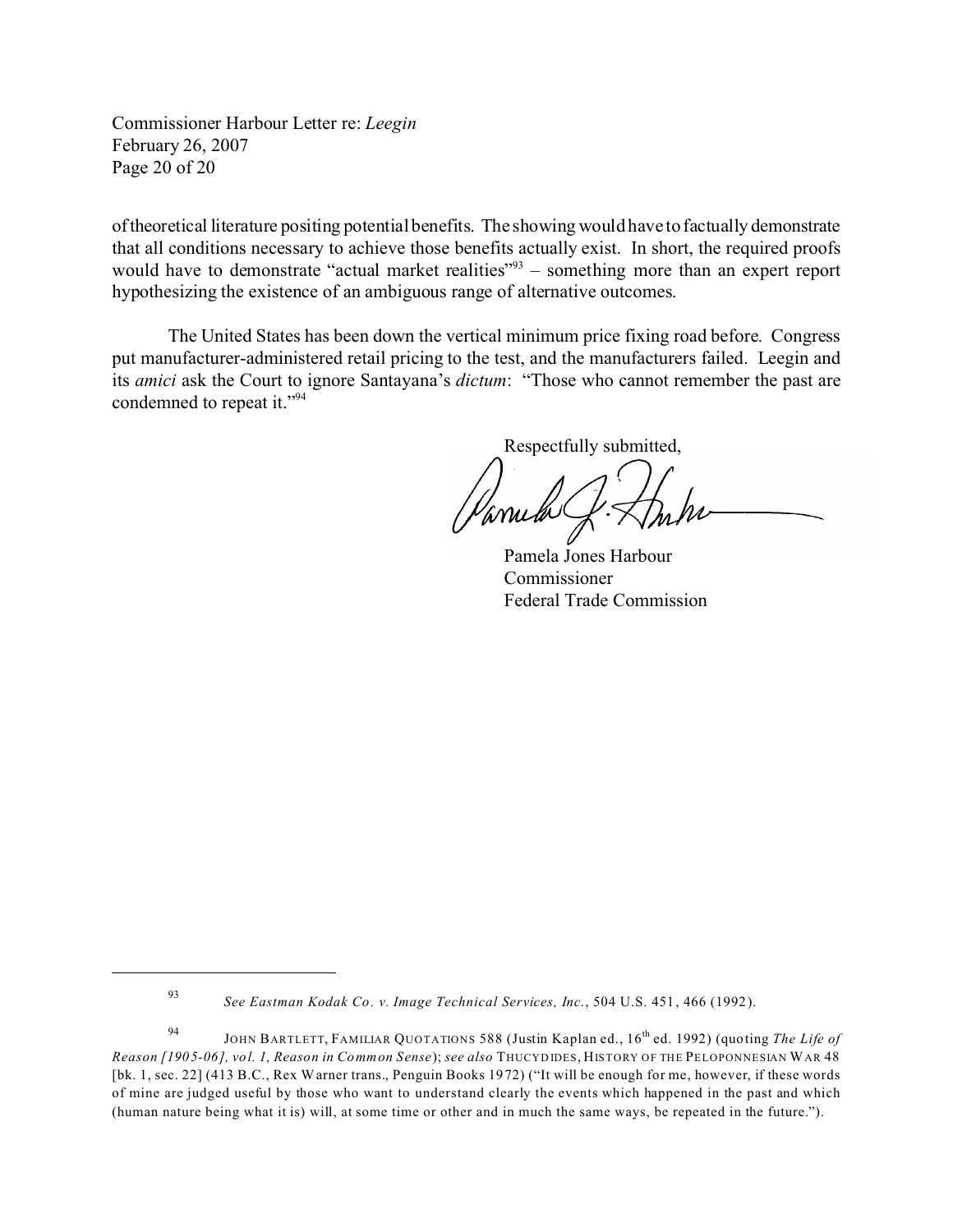of theoretical literature positing potential benefits. The showing would have to factually demonstrate that all conditions necessary to achieve those benefits actually exist. In short, the required proofs would have to demonstrate "actual market realities"[93] – something more than an expert report hypothesizing the existence of an ambiguous range of alternative outcomes.

The United States has been down the vertical minimum price fixing road before. Congress put manufacturer-administered retail pricing to the test, and the manufacturers failed. Leegin and its *amici* ask the Court to ignore Santayana's *dictum*: "Those who cannot remember the past are condemned to repeat it."[94]

Respectfully submitted,

Pamela Jones Harbour
Commissioner
Federal Trade Commission

---

[93] *See Eastman Kodak Co. v. Image Technical Services, Inc.*, 504 U.S. 451, 466 (1992).

[94] JOHN BARTLETT, FAMILIAR QUOTATIONS 588 (Justin Kaplan ed., 16th ed. 1992) (quoting *The Life of Reason [1905-06], vol. 1, Reason in Common Sense*); *see also* THUCYDIDES, HISTORY OF THE PELOPONNESIAN WAR 48 [bk. 1, sec. 22] (413 B.C., Rex Warner trans., Penguin Books 1972) ("It will be enough for me, however, if these words of mine are judged useful by those who want to understand clearly the events which happened in the past and which (human nature being what it is) will, at some time or other and in much the same ways, be repeated in the future.").